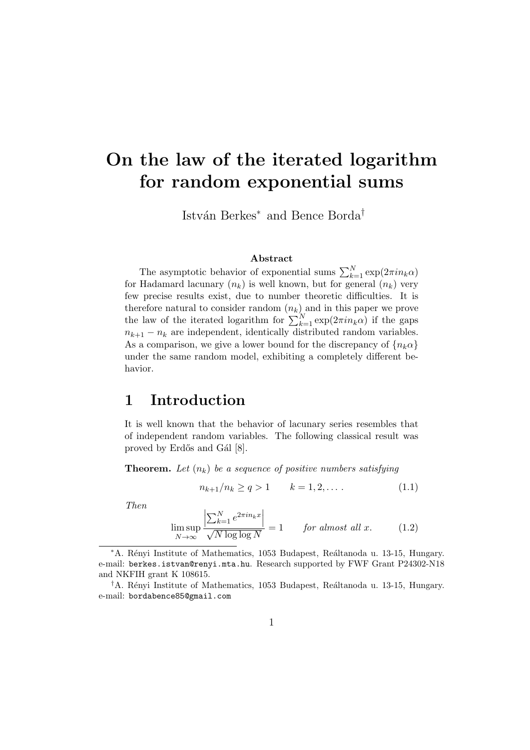# On the law of the iterated logarithm for random exponential sums

István Berkes* and Bence Borda†

**Abstract**

The asymptotic behavior of exponential sums $\sum_{k=1}^N \exp(2\pi i n_k \alpha)$ for Hadamard lacunary $(n_k)$ is well known, but for general $(n_k)$ very few precise results exist, due to number theoretic difficulties. It is therefore natural to consider random $(n_k)$ and in this paper we prove the law of the iterated logarithm for $\sum_{k=1}^N \exp(2\pi i n_k \alpha)$ if the gaps $n_{k+1} - n_k$ are independent, identically distributed random variables. As a comparison, we give a lower bound for the discrepancy of $\{n_k \alpha\}$ under the same random model, exhibiting a completely different behavior.

## 1 Introduction

It is well known that the behavior of lacunary series resembles that of independent random variables. The following classical result was proved by Erdős and Gál [8].

**Theorem.** *Let $(n_k)$ be a sequence of positive numbers satisfying*

$$n_{k+1}/n_k \geq q > 1 \qquad k = 1, 2, \dots. \tag{1.1}$$

*Then*

$$\limsup_{N\to\infty} \frac{\left|\sum_{k=1}^N e^{2\pi i n_k x}\right|}{\sqrt{N \log\log N}} = 1 \qquad \textit{for almost all } x. \tag{1.2}$$

---

*A. Rényi Institute of Mathematics, 1053 Budapest, Reáltanoda u. 13-15, Hungary. e-mail: berkes.istvan@renyi.mta.hu. Research supported by FWF Grant P24302-N18 and NKFIH grant K 108615.

†A. Rényi Institute of Mathematics, 1053 Budapest, Reáltanoda u. 13-15, Hungary. e-mail: bordabence85@gmail.com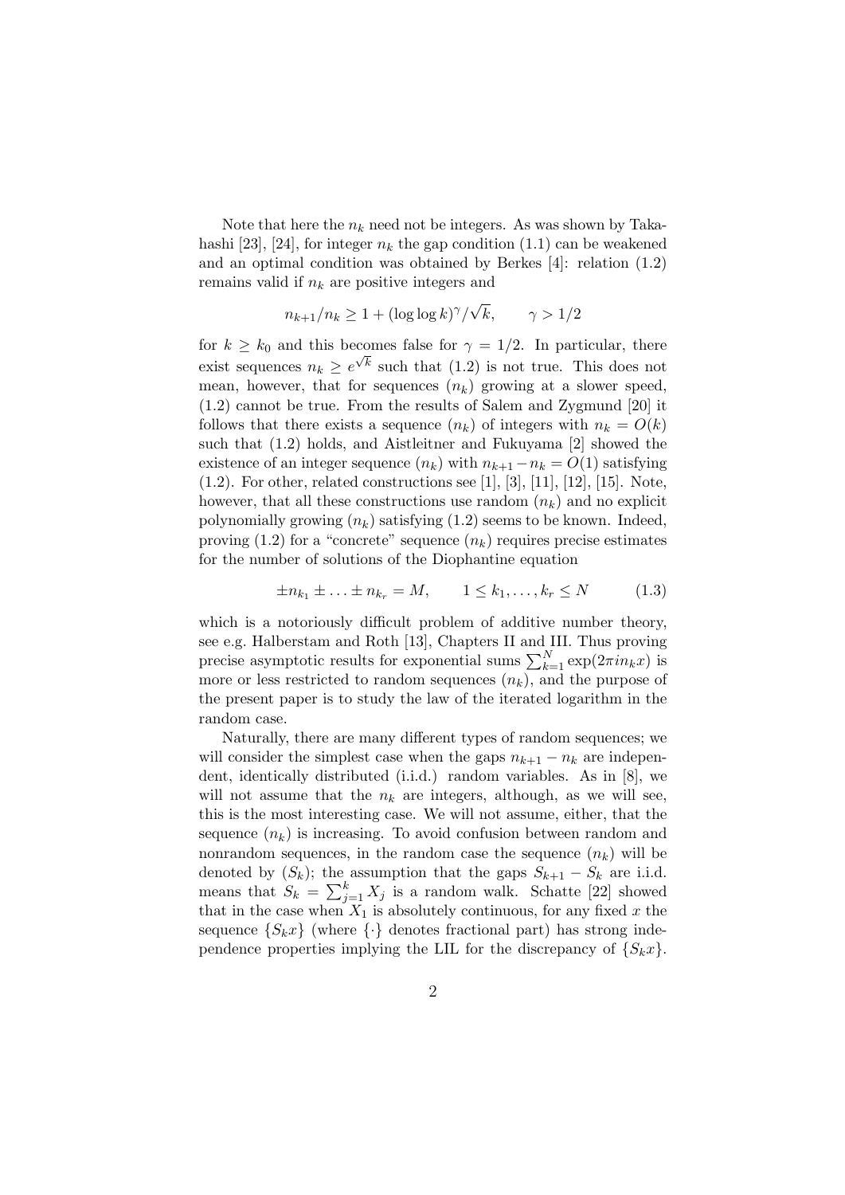Note that here the $n_k$ need not be integers. As was shown by Takahashi [23], [24], for integer $n_k$ the gap condition (1.1) can be weakened and an optimal condition was obtained by Berkes [4]: relation (1.2) remains valid if $n_k$ are positive integers and

$$n_{k+1}/n_k \geq 1 + (\log \log k)^\gamma / \sqrt{k}, \qquad \gamma > 1/2$$

for $k \geq k_0$ and this becomes false for $\gamma = 1/2$. In particular, there exist sequences $n_k \geq e^{\sqrt{k}}$ such that (1.2) is not true. This does not mean, however, that for sequences $(n_k)$ growing at a slower speed, (1.2) cannot be true. From the results of Salem and Zygmund [20] it follows that there exists a sequence $(n_k)$ of integers with $n_k = O(k)$ such that (1.2) holds, and Aistleitner and Fukuyama [2] showed the existence of an integer sequence $(n_k)$ with $n_{k+1} - n_k = O(1)$ satisfying (1.2). For other, related constructions see [1], [3], [11], [12], [15]. Note, however, that all these constructions use random $(n_k)$ and no explicit polynomially growing $(n_k)$ satisfying (1.2) seems to be known. Indeed, proving (1.2) for a "concrete" sequence $(n_k)$ requires precise estimates for the number of solutions of the Diophantine equation

$$\pm n_{k_1} \pm \ldots \pm n_{k_r} = M, \qquad 1 \leq k_1, \ldots, k_r \leq N \tag{1.3}$$

which is a notoriously difficult problem of additive number theory, see e.g. Halberstam and Roth [13], Chapters II and III. Thus proving precise asymptotic results for exponential sums $\sum_{k=1}^{N} \exp(2\pi i n_k x)$ is more or less restricted to random sequences $(n_k)$, and the purpose of the present paper is to study the law of the iterated logarithm in the random case.

Naturally, there are many different types of random sequences; we will consider the simplest case when the gaps $n_{k+1} - n_k$ are independent, identically distributed (i.i.d.) random variables. As in [8], we will not assume that the $n_k$ are integers, although, as we will see, this is the most interesting case. We will not assume, either, that the sequence $(n_k)$ is increasing. To avoid confusion between random and nonrandom sequences, in the random case the sequence $(n_k)$ will be denoted by $(S_k)$; the assumption that the gaps $S_{k+1} - S_k$ are i.i.d. means that $S_k = \sum_{j=1}^{k} X_j$ is a random walk. Schatte [22] showed that in the case when $X_1$ is absolutely continuous, for any fixed $x$ the sequence $\{S_k x\}$ (where $\{\cdot\}$ denotes fractional part) has strong independence properties implying the LIL for the discrepancy of $\{S_k x\}$.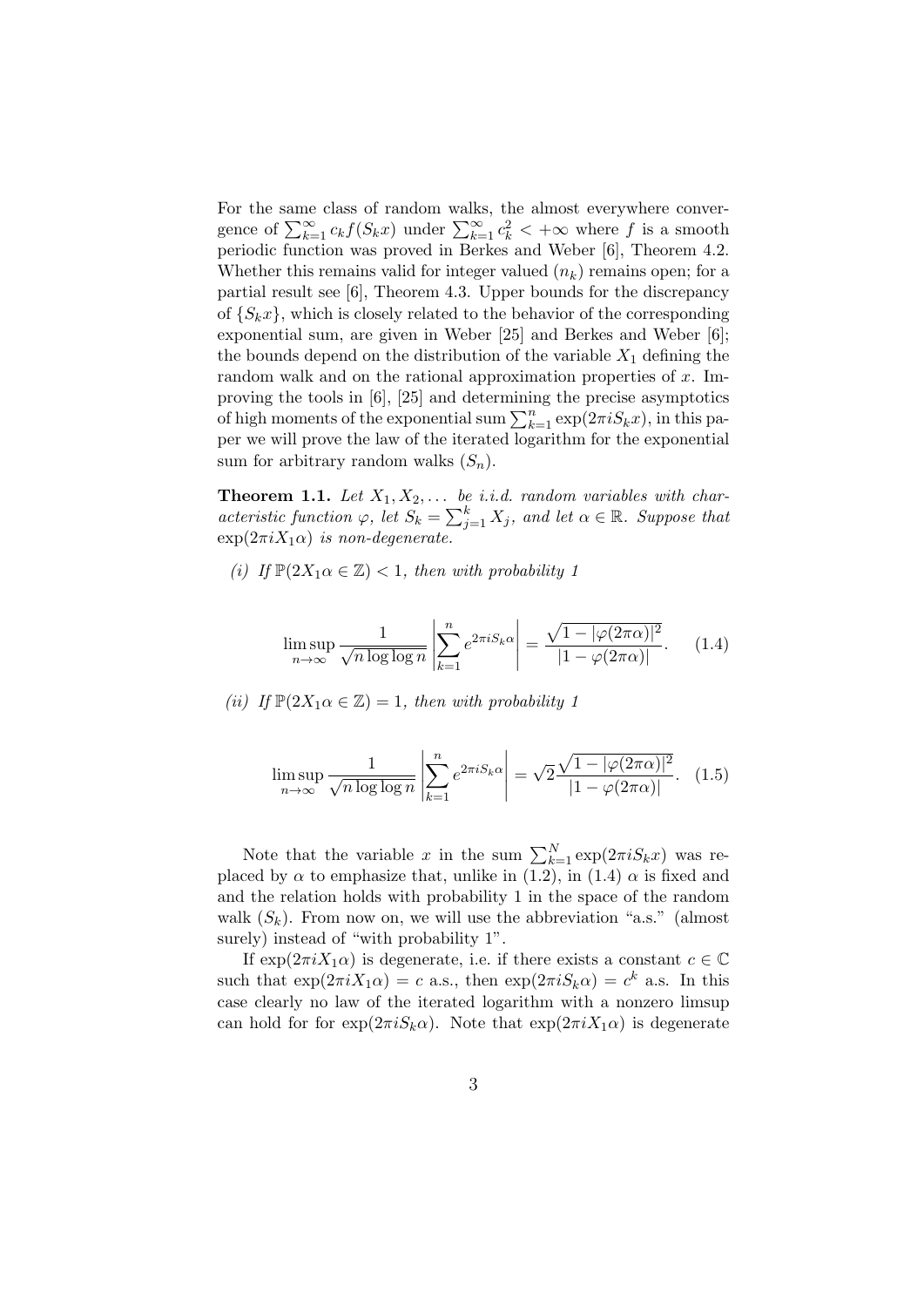For the same class of random walks, the almost everywhere convergence of $\sum_{k=1}^{\infty} c_k f(S_k x)$ under $\sum_{k=1}^{\infty} c_k^2 < +\infty$ where $f$ is a smooth periodic function was proved in Berkes and Weber [6], Theorem 4.2. Whether this remains valid for integer valued $(n_k)$ remains open; for a partial result see [6], Theorem 4.3. Upper bounds for the discrepancy of $\{S_k x\}$, which is closely related to the behavior of the corresponding exponential sum, are given in Weber [25] and Berkes and Weber [6]; the bounds depend on the distribution of the variable $X_1$ defining the random walk and on the rational approximation properties of $x$. Improving the tools in [6], [25] and determining the precise asymptotics of high moments of the exponential sum $\sum_{k=1}^{n} \exp(2\pi i S_k x)$, in this paper we will prove the law of the iterated logarithm for the exponential sum for arbitrary random walks $(S_n)$.

**Theorem 1.1.** *Let $X_1, X_2, \dots$ be i.i.d. random variables with characteristic function $\varphi$, let $S_k = \sum_{j=1}^{k} X_j$, and let $\alpha \in \mathbb{R}$. Suppose that $\exp(2\pi i X_1 \alpha)$ is non-degenerate.*

*(i) If $\mathbb{P}(2X_1\alpha \in \mathbb{Z}) < 1$, then with probability 1*

$$\limsup_{n\to\infty} \frac{1}{\sqrt{n \log\log n}} \left| \sum_{k=1}^{n} e^{2\pi i S_k \alpha} \right| = \frac{\sqrt{1 - |\varphi(2\pi\alpha)|^2}}{|1 - \varphi(2\pi\alpha)|}. \qquad (1.4)$$

*(ii) If $\mathbb{P}(2X_1\alpha \in \mathbb{Z}) = 1$, then with probability 1*

$$\limsup_{n\to\infty} \frac{1}{\sqrt{n \log\log n}} \left| \sum_{k=1}^{n} e^{2\pi i S_k \alpha} \right| = \sqrt{2}\frac{\sqrt{1 - |\varphi(2\pi\alpha)|^2}}{|1 - \varphi(2\pi\alpha)|}. \qquad (1.5)$$

Note that the variable $x$ in the sum $\sum_{k=1}^{N} \exp(2\pi i S_k x)$ was replaced by $\alpha$ to emphasize that, unlike in (1.2), in (1.4) $\alpha$ is fixed and and the relation holds with probability 1 in the space of the random walk $(S_k)$. From now on, we will use the abbreviation "a.s." (almost surely) instead of "with probability 1".

If $\exp(2\pi i X_1 \alpha)$ is degenerate, i.e. if there exists a constant $c \in \mathbb{C}$ such that $\exp(2\pi i X_1 \alpha) = c$ a.s., then $\exp(2\pi i S_k \alpha) = c^k$ a.s. In this case clearly no law of the iterated logarithm with a nonzero limsup can hold for for $\exp(2\pi i S_k \alpha)$. Note that $\exp(2\pi i X_1 \alpha)$ is degenerate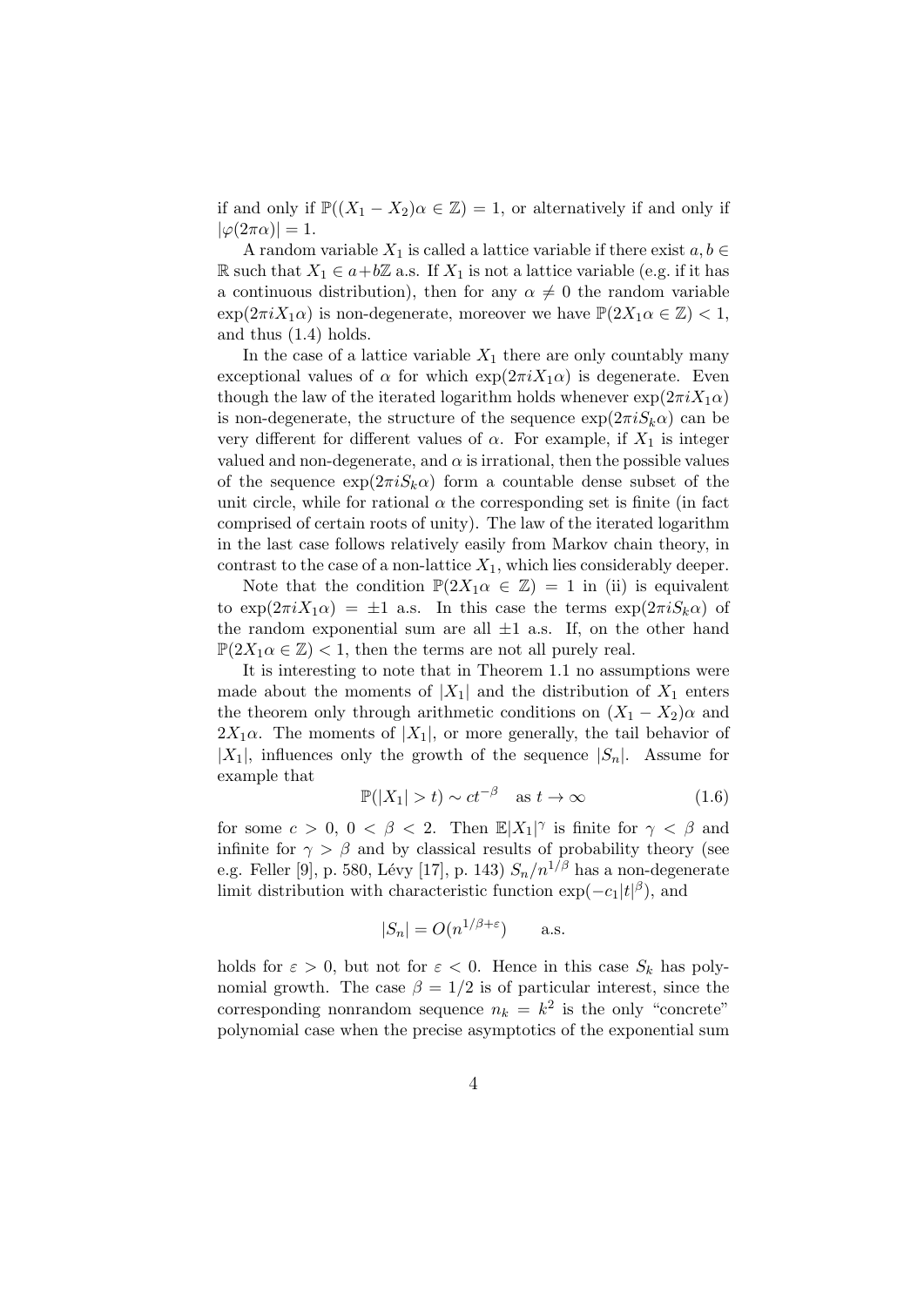if and only if $\mathbb{P}((X_1 - X_2)\alpha \in \mathbb{Z}) = 1$, or alternatively if and only if $|\varphi(2\pi\alpha)| = 1$.

A random variable $X_1$ is called a lattice variable if there exist $a, b \in \mathbb{R}$ such that $X_1 \in a + b\mathbb{Z}$ a.s. If $X_1$ is not a lattice variable (e.g. if it has a continuous distribution), then for any $\alpha \neq 0$ the random variable $\exp(2\pi i X_1 \alpha)$ is non-degenerate, moreover we have $\mathbb{P}(2X_1\alpha \in \mathbb{Z}) < 1$, and thus (1.4) holds.

In the case of a lattice variable $X_1$ there are only countably many exceptional values of $\alpha$ for which $\exp(2\pi i X_1 \alpha)$ is degenerate. Even though the law of the iterated logarithm holds whenever $\exp(2\pi i X_1 \alpha)$ is non-degenerate, the structure of the sequence $\exp(2\pi i S_k \alpha)$ can be very different for different values of $\alpha$. For example, if $X_1$ is integer valued and non-degenerate, and $\alpha$ is irrational, then the possible values of the sequence $\exp(2\pi i S_k \alpha)$ form a countable dense subset of the unit circle, while for rational $\alpha$ the corresponding set is finite (in fact comprised of certain roots of unity). The law of the iterated logarithm in the last case follows relatively easily from Markov chain theory, in contrast to the case of a non-lattice $X_1$, which lies considerably deeper.

Note that the condition $\mathbb{P}(2X_1\alpha \in \mathbb{Z}) = 1$ in (ii) is equivalent to $\exp(2\pi i X_1 \alpha) = \pm 1$ a.s. In this case the terms $\exp(2\pi i S_k \alpha)$ of the random exponential sum are all $\pm 1$ a.s. If, on the other hand $\mathbb{P}(2X_1\alpha \in \mathbb{Z}) < 1$, then the terms are not all purely real.

It is interesting to note that in Theorem 1.1 no assumptions were made about the moments of $|X_1|$ and the distribution of $X_1$ enters the theorem only through arithmetic conditions on $(X_1 - X_2)\alpha$ and $2X_1\alpha$. The moments of $|X_1|$, or more generally, the tail behavior of $|X_1|$, influences only the growth of the sequence $|S_n|$. Assume for example that

$$\mathbb{P}(|X_1| > t) \sim ct^{-\beta} \quad \text{as } t \to \infty \tag{1.6}$$

for some $c > 0$, $0 < \beta < 2$. Then $\mathbb{E}|X_1|^\gamma$ is finite for $\gamma < \beta$ and infinite for $\gamma > \beta$ and by classical results of probability theory (see e.g. Feller [9], p. 580, Lévy [17], p. 143) $S_n/n^{1/\beta}$ has a non-degenerate limit distribution with characteristic function $\exp(-c_1|t|^\beta)$, and

$$|S_n| = O(n^{1/\beta+\varepsilon}) \qquad \text{a.s.}$$

holds for $\varepsilon > 0$, but not for $\varepsilon < 0$. Hence in this case $S_k$ has polynomial growth. The case $\beta = 1/2$ is of particular interest, since the corresponding nonrandom sequence $n_k = k^2$ is the only "concrete" polynomial case when the precise asymptotics of the exponential sum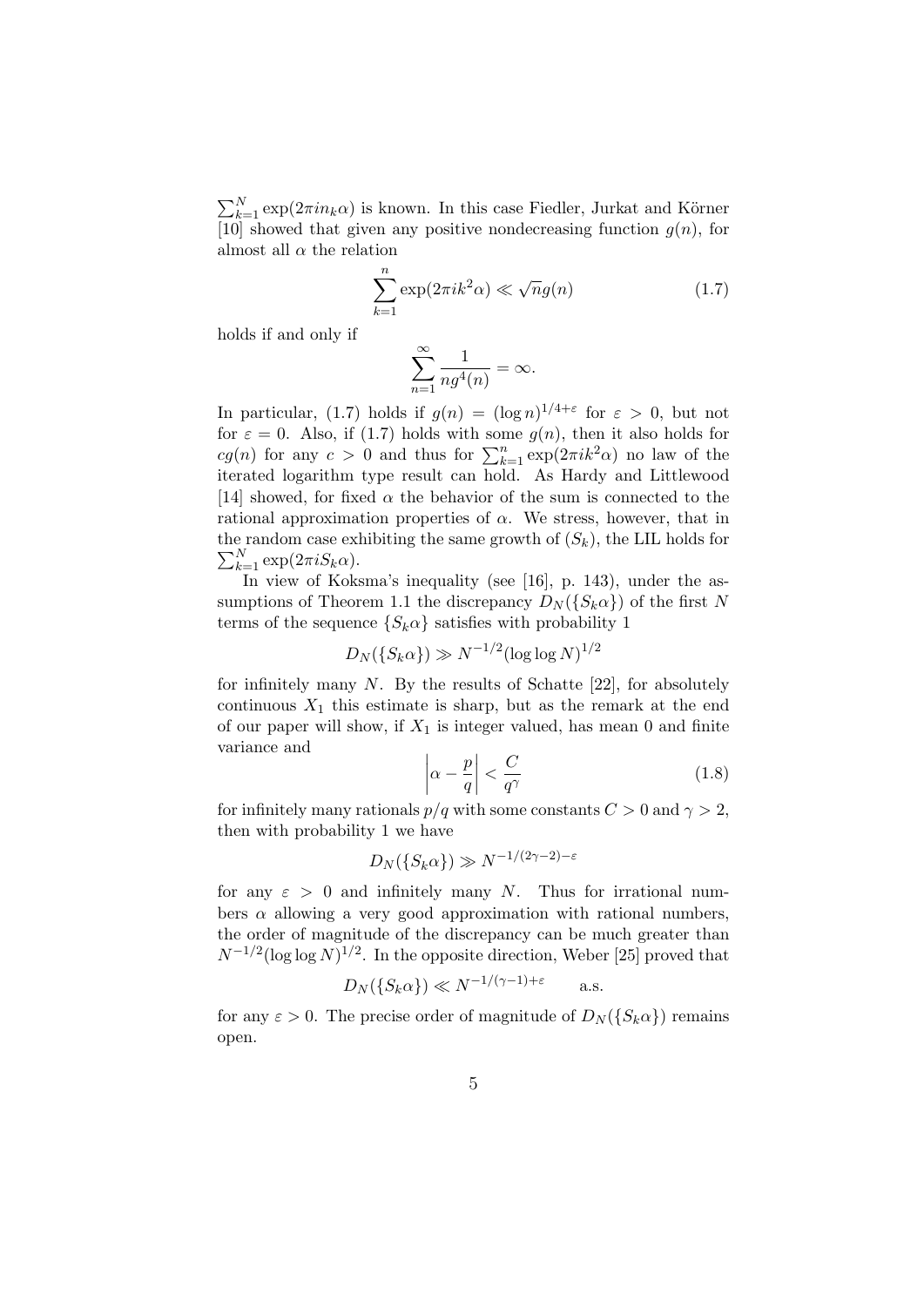$\sum_{k=1}^N \exp(2\pi i n_k \alpha)$ is known. In this case Fiedler, Jurkat and Körner [10] showed that given any positive nondecreasing function $g(n)$, for almost all $\alpha$ the relation

$$\sum_{k=1}^{n} \exp(2\pi i k^2 \alpha) \ll \sqrt{n} g(n) \tag{1.7}$$

holds if and only if

$$\sum_{n=1}^{\infty} \frac{1}{n g^4(n)} = \infty.$$

In particular, (1.7) holds if $g(n) = (\log n)^{1/4+\varepsilon}$ for $\varepsilon > 0$, but not for $\varepsilon = 0$. Also, if (1.7) holds with some $g(n)$, then it also holds for $cg(n)$ for any $c > 0$ and thus for $\sum_{k=1}^n \exp(2\pi i k^2 \alpha)$ no law of the iterated logarithm type result can hold. As Hardy and Littlewood [14] showed, for fixed $\alpha$ the behavior of the sum is connected to the rational approximation properties of $\alpha$. We stress, however, that in the random case exhibiting the same growth of $(S_k)$, the LIL holds for $\sum_{k=1}^N \exp(2\pi i S_k \alpha)$.

In view of Koksma's inequality (see [16], p. 143), under the assumptions of Theorem 1.1 the discrepancy $D_N(\{S_k \alpha\})$ of the first $N$ terms of the sequence $\{S_k \alpha\}$ satisfies with probability 1

$$D_N(\{S_k \alpha\}) \gg N^{-1/2} (\log \log N)^{1/2}$$

for infinitely many $N$. By the results of Schatte [22], for absolutely continuous $X_1$ this estimate is sharp, but as the remark at the end of our paper will show, if $X_1$ is integer valued, has mean 0 and finite variance and

$$\left| \alpha - \frac{p}{q} \right| < \frac{C}{q^\gamma} \tag{1.8}$$

for infinitely many rationals $p/q$ with some constants $C > 0$ and $\gamma > 2$, then with probability 1 we have

$$D_N(\{S_k \alpha\}) \gg N^{-1/(2\gamma - 2) - \varepsilon}$$

for any $\varepsilon > 0$ and infinitely many $N$. Thus for irrational numbers $\alpha$ allowing a very good approximation with rational numbers, the order of magnitude of the discrepancy can be much greater than $N^{-1/2} (\log \log N)^{1/2}$. In the opposite direction, Weber [25] proved that

$$D_N(\{S_k \alpha\}) \ll N^{-1/(\gamma - 1) + \varepsilon} \qquad \text{a.s.}$$

for any $\varepsilon > 0$. The precise order of magnitude of $D_N(\{S_k \alpha\})$ remains open.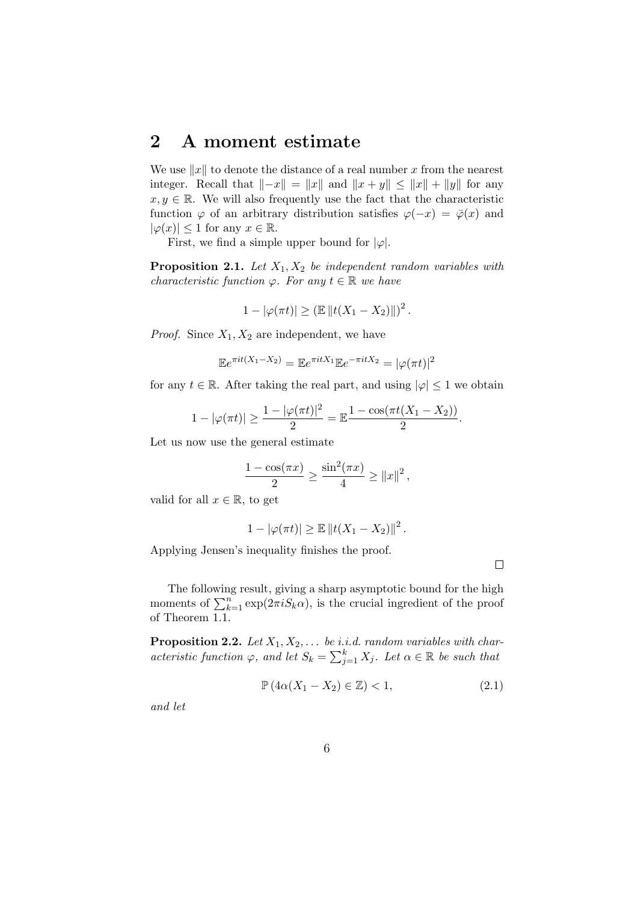## 2 A moment estimate

We use $\|x\|$ to denote the distance of a real number $x$ from the nearest integer. Recall that $\|-x\| = \|x\|$ and $\|x+y\| \leq \|x\| + \|y\|$ for any $x, y \in \mathbb{R}$. We will also frequently use the fact that the characteristic function $\varphi$ of an arbitrary distribution satisfies $\varphi(-x) = \bar{\varphi}(x)$ and $|\varphi(x)| \leq 1$ for any $x \in \mathbb{R}$.

First, we find a simple upper bound for $|\varphi|$.

**Proposition 2.1.** *Let $X_1, X_2$ be independent random variables with characteristic function $\varphi$. For any $t \in \mathbb{R}$ we have*

$$1 - |\varphi(\pi t)| \geq \left(\mathbb{E} \|t(X_1 - X_2)\|\right)^2.$$

*Proof.* Since $X_1, X_2$ are independent, we have

$$\mathbb{E} e^{\pi i t(X_1 - X_2)} = \mathbb{E} e^{\pi i t X_1} \mathbb{E} e^{-\pi i t X_2} = |\varphi(\pi t)|^2$$

for any $t \in \mathbb{R}$. After taking the real part, and using $|\varphi| \leq 1$ we obtain

$$1 - |\varphi(\pi t)| \geq \frac{1 - |\varphi(\pi t)|^2}{2} = \mathbb{E} \frac{1 - \cos(\pi t(X_1 - X_2))}{2}.$$

Let us now use the general estimate

$$\frac{1 - \cos(\pi x)}{2} \geq \frac{\sin^2(\pi x)}{4} \geq \|x\|^2,$$

valid for all $x \in \mathbb{R}$, to get

$$1 - |\varphi(\pi t)| \geq \mathbb{E} \|t(X_1 - X_2)\|^2.$$

Applying Jensen's inequality finishes the proof.

□

The following result, giving a sharp asymptotic bound for the high moments of $\sum_{k=1}^{n} \exp(2\pi i S_k \alpha)$, is the crucial ingredient of the proof of Theorem 1.1.

**Proposition 2.2.** *Let $X_1, X_2, \dots$ be i.i.d. random variables with characteristic function $\varphi$, and let $S_k = \sum_{j=1}^{k} X_j$. Let $\alpha \in \mathbb{R}$ be such that*

$$\mathbb{P}\left(4\alpha(X_1 - X_2) \in \mathbb{Z}\right) < 1, \tag{2.1}$$

*and let*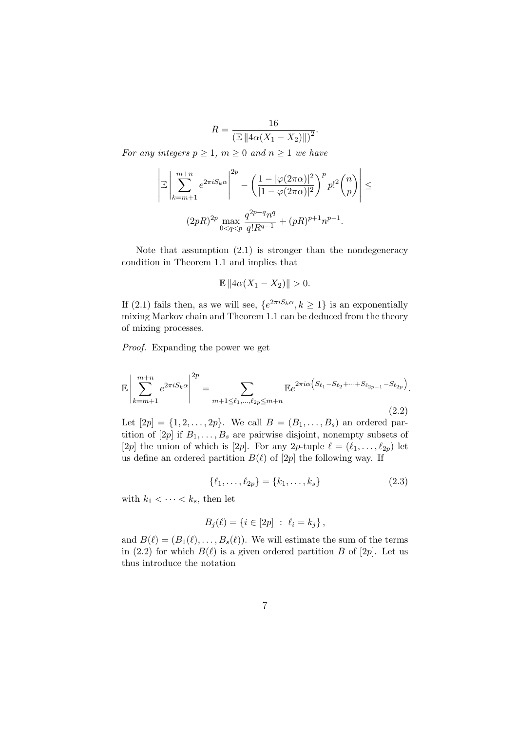$$R = \frac{16}{\left(\mathbb{E}\,\|4\alpha(X_1 - X_2)\|\right)^2}.$$

*For any integers $p \geq 1$, $m \geq 0$ and $n \geq 1$ we have*

$$\left| \mathbb{E} \left| \sum_{k=m+1}^{m+n} e^{2\pi i S_k \alpha} \right|^{2p} - \left( \frac{1 - |\varphi(2\pi\alpha)|^2}{|1 - \varphi(2\pi\alpha)|^2} \right)^p p!^2 \binom{n}{p} \right| \leq$$

$$(2pR)^{2p} \max_{0<q<p} \frac{q^{2p-q} n^q}{q! R^{q-1}} + (pR)^{p+1} n^{p-1}.$$

Note that assumption (2.1) is stronger than the nondegeneracy condition in Theorem 1.1 and implies that

$$\mathbb{E}\,\|4\alpha(X_1 - X_2)\| > 0.$$

If (2.1) fails then, as we will see, $\{e^{2\pi i S_k \alpha}, k \geq 1\}$ is an exponentially mixing Markov chain and Theorem 1.1 can be deduced from the theory of mixing processes.

*Proof.* Expanding the power we get

$$\mathbb{E} \left| \sum_{k=m+1}^{m+n} e^{2\pi i S_k \alpha} \right|^{2p} = \sum_{m+1 \leq \ell_1, \ldots, \ell_{2p} \leq m+n} \mathbb{E} e^{2\pi i \alpha \left( S_{\ell_1} - S_{\ell_2} + \cdots + S_{\ell_{2p-1}} - S_{\ell_{2p}} \right)}. \tag{2.2}$$

Let $[2p] = \{1, 2, \ldots, 2p\}$. We call $B = (B_1, \ldots, B_s)$ an ordered partition of $[2p]$ if $B_1, \ldots, B_s$ are pairwise disjoint, nonempty subsets of $[2p]$ the union of which is $[2p]$. For any $2p$-tuple $\ell = (\ell_1, \ldots, \ell_{2p})$ let us define an ordered partition $B(\ell)$ of $[2p]$ the following way. If

$$\{\ell_1, \ldots, \ell_{2p}\} = \{k_1, \ldots, k_s\} \tag{2.3}$$

with $k_1 < \cdots < k_s$, then let

$$B_j(\ell) = \{ i \in [2p] \ : \ \ell_i = k_j \},$$

and $B(\ell) = (B_1(\ell), \ldots, B_s(\ell))$. We will estimate the sum of the terms in (2.2) for which $B(\ell)$ is a given ordered partition $B$ of $[2p]$. Let us thus introduce the notation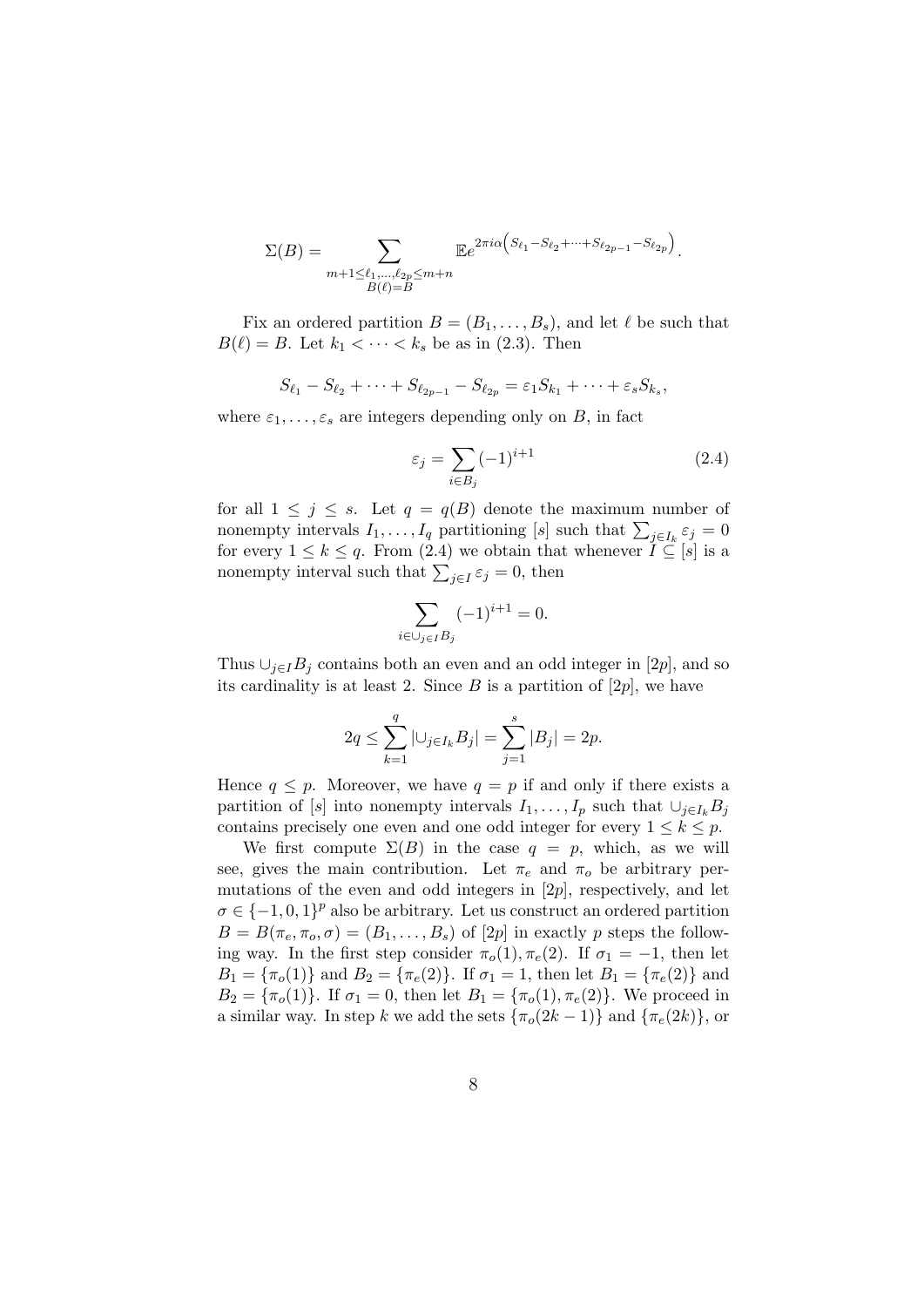$$\Sigma(B) = \sum_{\substack{m+1 \leq \ell_1, \dots, \ell_{2p} \leq m+n \\ B(\ell)=B}} \mathbb{E} e^{2\pi i \alpha \left( S_{\ell_1} - S_{\ell_2} + \dots + S_{\ell_{2p-1}} - S_{\ell_{2p}} \right)}.$$

Fix an ordered partition $B = (B_1, \dots, B_s)$, and let $\ell$ be such that $B(\ell) = B$. Let $k_1 < \dots < k_s$ be as in (2.3). Then

$$S_{\ell_1} - S_{\ell_2} + \dots + S_{\ell_{2p-1}} - S_{\ell_{2p}} = \varepsilon_1 S_{k_1} + \dots + \varepsilon_s S_{k_s},$$

where $\varepsilon_1, \dots, \varepsilon_s$ are integers depending only on $B$, in fact

$$\varepsilon_j = \sum_{i \in B_j} (-1)^{i+1} \tag{2.4}$$

for all $1 \leq j \leq s$. Let $q = q(B)$ denote the maximum number of nonempty intervals $I_1, \dots, I_q$ partitioning $[s]$ such that $\sum_{j \in I_k} \varepsilon_j = 0$ for every $1 \leq k \leq q$. From (2.4) we obtain that whenever $I \subseteq [s]$ is a nonempty interval such that $\sum_{j \in I} \varepsilon_j = 0$, then

$$\sum_{i \in \cup_{j \in I} B_j} (-1)^{i+1} = 0.$$

Thus $\cup_{j \in I} B_j$ contains both an even and an odd integer in $[2p]$, and so its cardinality is at least 2. Since $B$ is a partition of $[2p]$, we have

$$2q \leq \sum_{k=1}^{q} |\cup_{j \in I_k} B_j| = \sum_{j=1}^{s} |B_j| = 2p.$$

Hence $q \leq p$. Moreover, we have $q = p$ if and only if there exists a partition of $[s]$ into nonempty intervals $I_1, \dots, I_p$ such that $\cup_{j \in I_k} B_j$ contains precisely one even and one odd integer for every $1 \leq k \leq p$.

We first compute $\Sigma(B)$ in the case $q = p$, which, as we will see, gives the main contribution. Let $\pi_e$ and $\pi_o$ be arbitrary permutations of the even and odd integers in $[2p]$, respectively, and let $\sigma \in \{-1, 0, 1\}^p$ also be arbitrary. Let us construct an ordered partition $B = B(\pi_e, \pi_o, \sigma) = (B_1, \dots, B_s)$ of $[2p]$ in exactly $p$ steps the following way. In the first step consider $\pi_o(1), \pi_e(2)$. If $\sigma_1 = -1$, then let $B_1 = \{\pi_o(1)\}$ and $B_2 = \{\pi_e(2)\}$. If $\sigma_1 = 1$, then let $B_1 = \{\pi_e(2)\}$ and $B_2 = \{\pi_o(1)\}$. If $\sigma_1 = 0$, then let $B_1 = \{\pi_o(1), \pi_e(2)\}$. We proceed in a similar way. In step $k$ we add the sets $\{\pi_o(2k-1)\}$ and $\{\pi_e(2k)\}$, or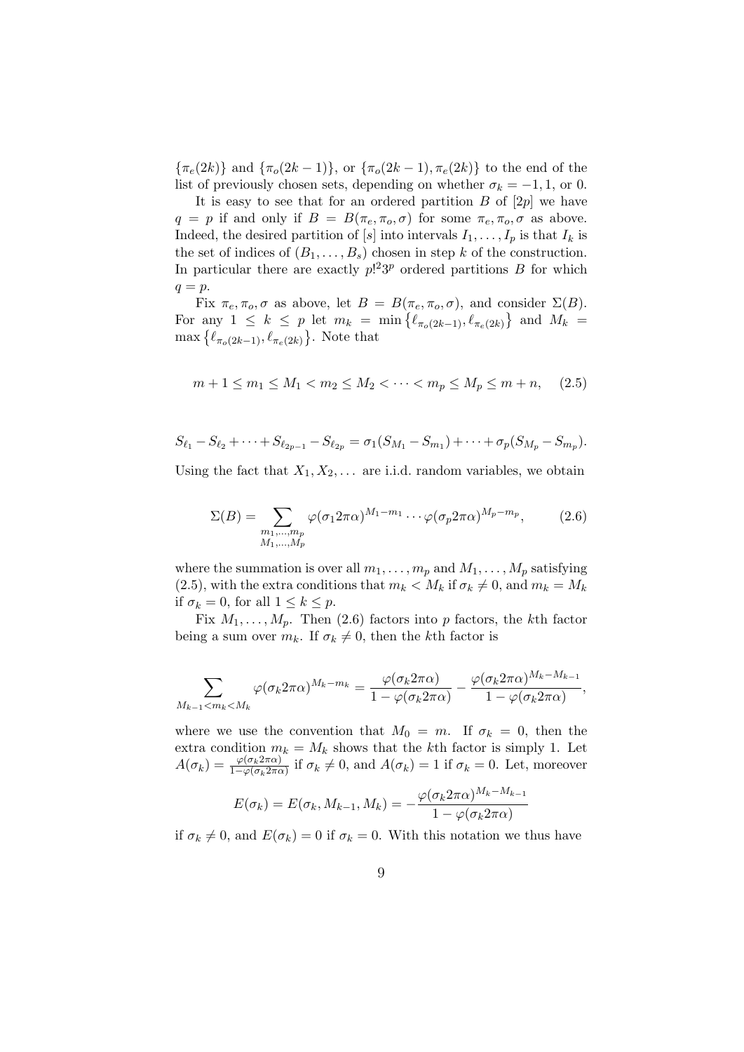$\{\pi_e(2k)\}$ and $\{\pi_o(2k-1)\}$, or $\{\pi_o(2k-1), \pi_e(2k)\}$ to the end of the list of previously chosen sets, depending on whether $\sigma_k = -1, 1$, or $0$.

It is easy to see that for an ordered partition $B$ of $[2p]$ we have $q = p$ if and only if $B = B(\pi_e, \pi_o, \sigma)$ for some $\pi_e, \pi_o, \sigma$ as above. Indeed, the desired partition of $[s]$ into intervals $I_1, \dots, I_p$ is that $I_k$ is the set of indices of $(B_1, \dots, B_s)$ chosen in step $k$ of the construction. In particular there are exactly $p!^2 3^p$ ordered partitions $B$ for which $q = p$.

Fix $\pi_e, \pi_o, \sigma$ as above, let $B = B(\pi_e, \pi_o, \sigma)$, and consider $\Sigma(B)$. For any $1 \leq k \leq p$ let $m_k = \min\left\{\ell_{\pi_o(2k-1)}, \ell_{\pi_e(2k)}\right\}$ and $M_k = \max\left\{\ell_{\pi_o(2k-1)}, \ell_{\pi_e(2k)}\right\}$. Note that

$$m + 1 \leq m_1 \leq M_1 < m_2 \leq M_2 < \cdots < m_p \leq M_p \leq m + n, \quad (2.5)$$

$$S_{\ell_1} - S_{\ell_2} + \cdots + S_{\ell_{2p-1}} - S_{\ell_{2p}} = \sigma_1(S_{M_1} - S_{m_1}) + \cdots + \sigma_p(S_{M_p} - S_{m_p}).$$

Using the fact that $X_1, X_2, \dots$ are i.i.d. random variables, we obtain

$$\Sigma(B) = \sum_{\substack{m_1, \dots, m_p \\ M_1, \dots, M_p}} \varphi(\sigma_1 2\pi\alpha)^{M_1 - m_1} \cdots \varphi(\sigma_p 2\pi\alpha)^{M_p - m_p}, \quad (2.6)$$

where the summation is over all $m_1, \dots, m_p$ and $M_1, \dots, M_p$ satisfying (2.5), with the extra conditions that $m_k < M_k$ if $\sigma_k \neq 0$, and $m_k = M_k$ if $\sigma_k = 0$, for all $1 \leq k \leq p$.

Fix $M_1, \dots, M_p$. Then (2.6) factors into $p$ factors, the $k$th factor being a sum over $m_k$. If $\sigma_k \neq 0$, then the $k$th factor is

$$\sum_{M_{k-1} < m_k < M_k} \varphi(\sigma_k 2\pi\alpha)^{M_k - m_k} = \frac{\varphi(\sigma_k 2\pi\alpha)}{1 - \varphi(\sigma_k 2\pi\alpha)} - \frac{\varphi(\sigma_k 2\pi\alpha)^{M_k - M_{k-1}}}{1 - \varphi(\sigma_k 2\pi\alpha)},$$

where we use the convention that $M_0 = m$. If $\sigma_k = 0$, then the extra condition $m_k = M_k$ shows that the $k$th factor is simply 1. Let $A(\sigma_k) = \frac{\varphi(\sigma_k 2\pi\alpha)}{1 - \varphi(\sigma_k 2\pi\alpha)}$ if $\sigma_k \neq 0$, and $A(\sigma_k) = 1$ if $\sigma_k = 0$. Let, moreover

$$E(\sigma_k) = E(\sigma_k, M_{k-1}, M_k) = -\frac{\varphi(\sigma_k 2\pi\alpha)^{M_k - M_{k-1}}}{1 - \varphi(\sigma_k 2\pi\alpha)}$$

if $\sigma_k \neq 0$, and $E(\sigma_k) = 0$ if $\sigma_k = 0$. With this notation we thus have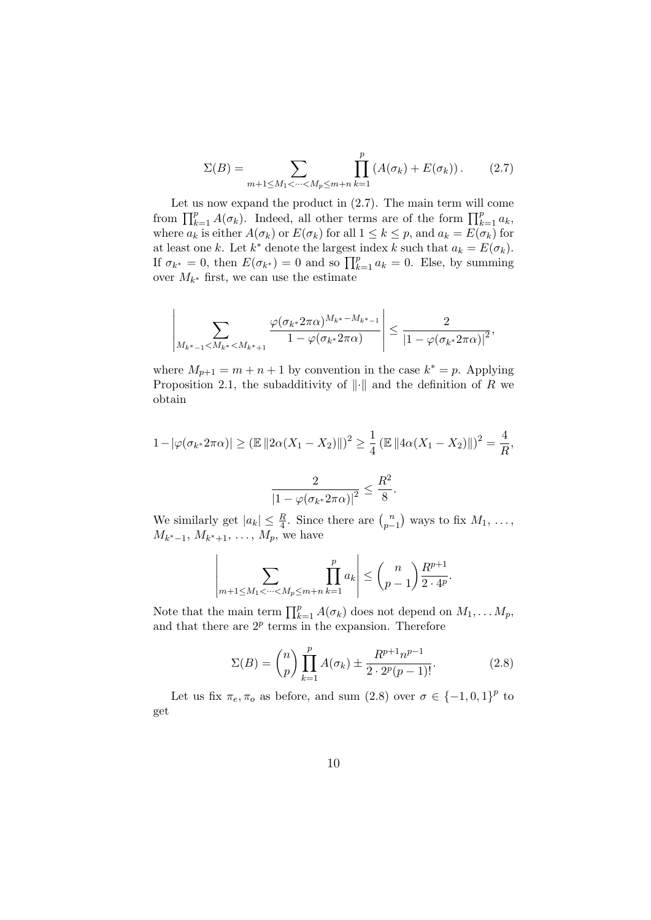$$\Sigma(B) = \sum_{m+1 \leq M_1 < \cdots < M_p \leq m+n} \prod_{k=1}^{p} \left( A(\sigma_k) + E(\sigma_k) \right). \tag{2.7}$$

Let us now expand the product in (2.7). The main term will come from $\prod_{k=1}^{p} A(\sigma_k)$. Indeed, all other terms are of the form $\prod_{k=1}^{p} a_k$, where $a_k$ is either $A(\sigma_k)$ or $E(\sigma_k)$ for all $1 \leq k \leq p$, and $a_k = E(\sigma_k)$ for at least one $k$. Let $k^*$ denote the largest index $k$ such that $a_k = E(\sigma_k)$. If $\sigma_{k^*} = 0$, then $E(\sigma_{k^*}) = 0$ and so $\prod_{k=1}^{p} a_k = 0$. Else, by summing over $M_{k^*}$ first, we can use the estimate

$$\left| \sum_{M_{k^*-1} < M_{k^*} < M_{k^*+1}} \frac{\varphi(\sigma_{k^*} 2\pi\alpha)^{M_{k^*} - M_{k^*-1}}}{1 - \varphi(\sigma_{k^*} 2\pi\alpha)} \right| \leq \frac{2}{\left| 1 - \varphi(\sigma_{k^*} 2\pi\alpha) \right|^2},$$

where $M_{p+1} = m + n + 1$ by convention in the case $k^* = p$. Applying Proposition 2.1, the subadditivity of $\|\cdot\|$ and the definition of $R$ we obtain

$$1 - |\varphi(\sigma_{k^*} 2\pi\alpha)| \geq \left( \mathbb{E} \left\| 2\alpha(X_1 - X_2) \right\| \right)^2 \geq \frac{1}{4} \left( \mathbb{E} \left\| 4\alpha(X_1 - X_2) \right\| \right)^2 = \frac{4}{R},$$

$$\frac{2}{\left| 1 - \varphi(\sigma_{k^*} 2\pi\alpha) \right|^2} \leq \frac{R^2}{8}.$$

We similarly get $|a_k| \leq \frac{R}{4}$. Since there are $\binom{n}{p-1}$ ways to fix $M_1, \ldots, M_{k^*-1}, M_{k^*+1}, \ldots, M_p$, we have

$$\left| \sum_{m+1 \leq M_1 < \cdots < M_p \leq m+n} \prod_{k=1}^{p} a_k \right| \leq \binom{n}{p-1} \frac{R^{p+1}}{2 \cdot 4^p}.$$

Note that the main term $\prod_{k=1}^{p} A(\sigma_k)$ does not depend on $M_1, \ldots M_p$, and that there are $2^p$ terms in the expansion. Therefore

$$\Sigma(B) = \binom{n}{p} \prod_{k=1}^{p} A(\sigma_k) \pm \frac{R^{p+1} n^{p-1}}{2 \cdot 2^p (p-1)!}. \tag{2.8}$$

Let us fix $\pi_e, \pi_o$ as before, and sum (2.8) over $\sigma \in \{-1, 0, 1\}^p$ to get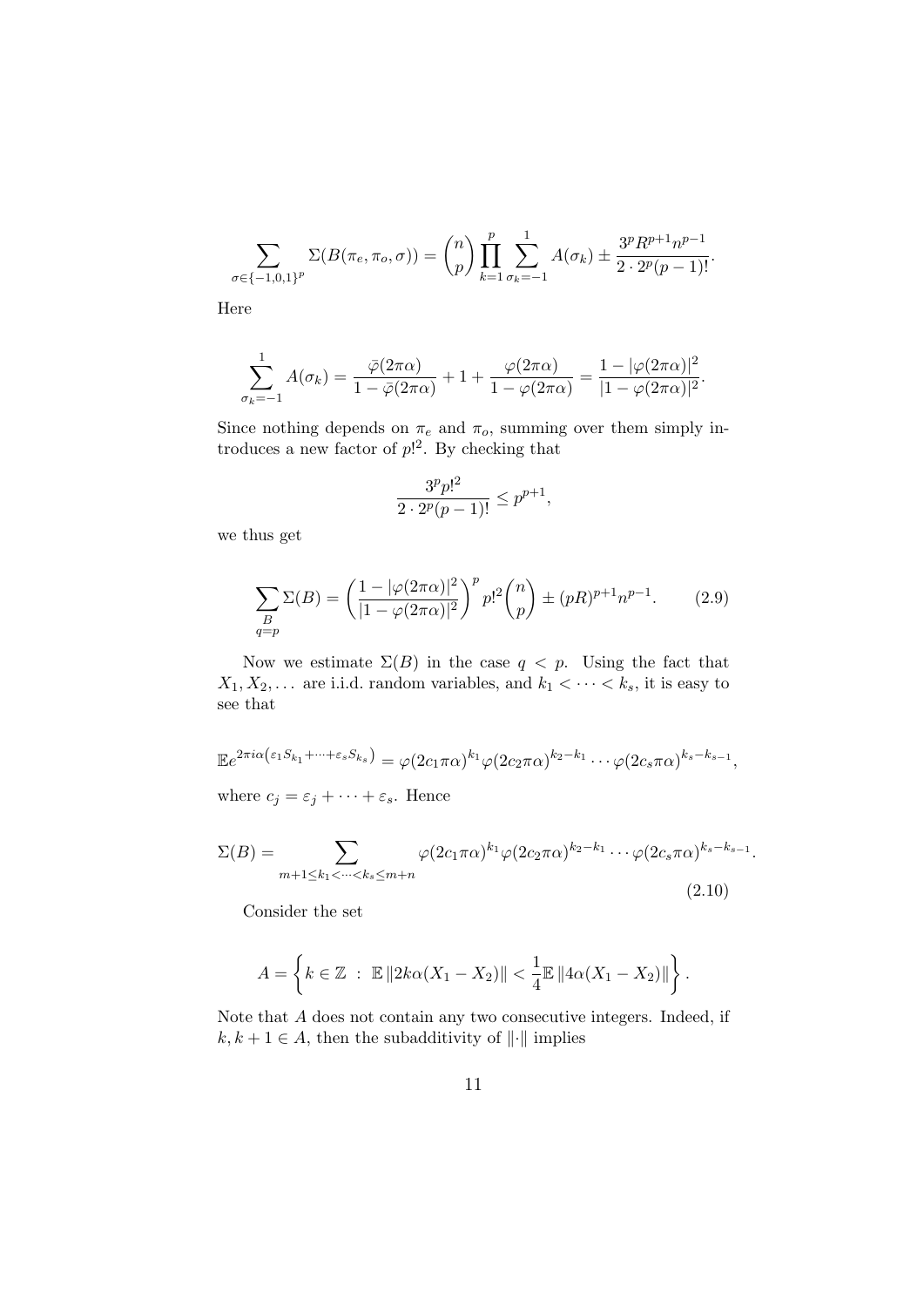$$\sum_{\sigma \in \{-1,0,1\}^p} \Sigma(B(\pi_e, \pi_o, \sigma)) = \binom{n}{p} \prod_{k=1}^{p} \sum_{\sigma_k=-1}^{1} A(\sigma_k) \pm \frac{3^p R^{p+1} n^{p-1}}{2 \cdot 2^p (p-1)!}.$$

Here

$$\sum_{\sigma_k=-1}^{1} A(\sigma_k) = \frac{\bar{\varphi}(2\pi\alpha)}{1-\bar{\varphi}(2\pi\alpha)} + 1 + \frac{\varphi(2\pi\alpha)}{1-\varphi(2\pi\alpha)} = \frac{1-|\varphi(2\pi\alpha)|^2}{|1-\varphi(2\pi\alpha)|^2}.$$

Since nothing depends on $\pi_e$ and $\pi_o$, summing over them simply introduces a new factor of $p!^2$. By checking that

$$\frac{3^p p!^2}{2 \cdot 2^p (p-1)!} \leq p^{p+1},$$

we thus get

$$\sum_{\substack{B \\ q=p}} \Sigma(B) = \left( \frac{1-|\varphi(2\pi\alpha)|^2}{|1-\varphi(2\pi\alpha)|^2} \right)^p p!^2 \binom{n}{p} \pm (pR)^{p+1} n^{p-1}. \tag{2.9}$$

Now we estimate $\Sigma(B)$ in the case $q < p$. Using the fact that $X_1, X_2, \ldots$ are i.i.d. random variables, and $k_1 < \cdots < k_s$, it is easy to see that

$$\mathbb{E} e^{2\pi i \alpha \left(\varepsilon_1 S_{k_1} + \cdots + \varepsilon_s S_{k_s}\right)} = \varphi(2c_1\pi\alpha)^{k_1} \varphi(2c_2\pi\alpha)^{k_2-k_1} \cdots \varphi(2c_s\pi\alpha)^{k_s-k_{s-1}},$$

where $c_j = \varepsilon_j + \cdots + \varepsilon_s$. Hence

$$\Sigma(B) = \sum_{m+1 \leq k_1 < \cdots < k_s \leq m+n} \varphi(2c_1\pi\alpha)^{k_1} \varphi(2c_2\pi\alpha)^{k_2-k_1} \cdots \varphi(2c_s\pi\alpha)^{k_s-k_{s-1}}. \tag{2.10}$$

Consider the set

$$A = \left\{ k \in \mathbb{Z} \; : \; \mathbb{E} \left\| 2k\alpha(X_1 - X_2) \right\| < \frac{1}{4} \mathbb{E} \left\| 4\alpha(X_1 - X_2) \right\| \right\}.$$

Note that $A$ does not contain any two consecutive integers. Indeed, if $k, k+1 \in A$, then the subadditivity of $\|\cdot\|$ implies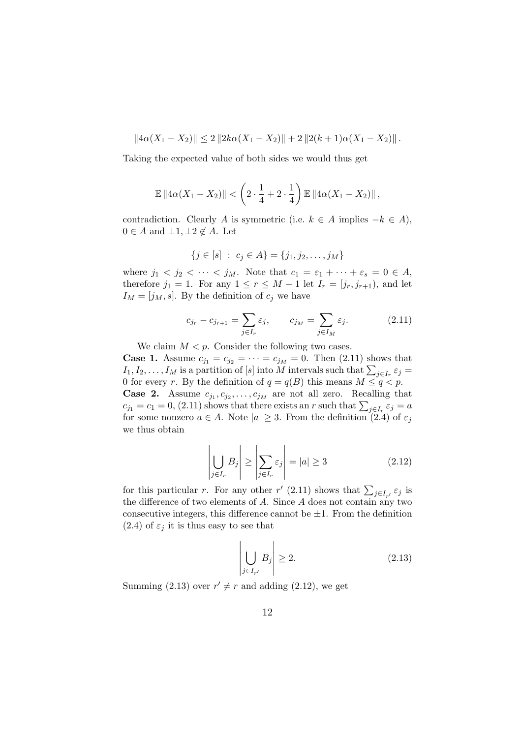$$\|4\alpha(X_1 - X_2)\| \le 2\,\|2k\alpha(X_1 - X_2)\| + 2\,\|2(k+1)\alpha(X_1 - X_2)\|\,.$$

Taking the expected value of both sides we would thus get

$$\mathbb{E}\,\|4\alpha(X_1 - X_2)\| < \left(2 \cdot \frac{1}{4} + 2 \cdot \frac{1}{4}\right) \mathbb{E}\,\|4\alpha(X_1 - X_2)\|\,,$$

contradiction. Clearly $A$ is symmetric (i.e. $k \in A$ implies $-k \in A$), $0 \in A$ and $\pm 1, \pm 2 \notin A$. Let

$$\{j \in [s] \;:\; c_j \in A\} = \{j_1, j_2, \dots, j_M\}$$

where $j_1 < j_2 < \dots < j_M$. Note that $c_1 = \varepsilon_1 + \dots + \varepsilon_s = 0 \in A$, therefore $j_1 = 1$. For any $1 \le r \le M-1$ let $I_r = [j_r, j_{r+1})$, and let $I_M = [j_M, s]$. By the definition of $c_j$ we have

$$c_{j_r} - c_{j_{r+1}} = \sum_{j \in I_r} \varepsilon_j, \qquad c_{j_M} = \sum_{j \in I_M} \varepsilon_j. \tag{2.11}$$

We claim $M < p$. Consider the following two cases.

**Case 1.** Assume $c_{j_1} = c_{j_2} = \dots = c_{j_M} = 0$. Then (2.11) shows that $I_1, I_2, \dots, I_M$ is a partition of $[s]$ into $M$ intervals such that $\sum_{j \in I_r} \varepsilon_j = 0$ for every $r$. By the definition of $q = q(B)$ this means $M \le q < p$.

**Case 2.** Assume $c_{j_1}, c_{j_2}, \dots, c_{j_M}$ are not all zero. Recalling that $c_{j_1} = c_1 = 0$, (2.11) shows that there exists an $r$ such that $\sum_{j \in I_r} \varepsilon_j = a$ for some nonzero $a \in A$. Note $|a| \ge 3$. From the definition (2.4) of $\varepsilon_j$ we thus obtain

$$\left|\bigcup_{j \in I_r} B_j\right| \ge \left|\sum_{j \in I_r} \varepsilon_j\right| = |a| \ge 3 \tag{2.12}$$

for this particular $r$. For any other $r'$ (2.11) shows that $\sum_{j \in I_{r'}} \varepsilon_j$ is the difference of two elements of $A$. Since $A$ does not contain any two consecutive integers, this difference cannot be $\pm 1$. From the definition (2.4) of $\varepsilon_j$ it is thus easy to see that

$$\left|\bigcup_{j \in I_{r'}} B_j\right| \ge 2. \tag{2.13}$$

Summing (2.13) over $r' \ne r$ and adding (2.12), we get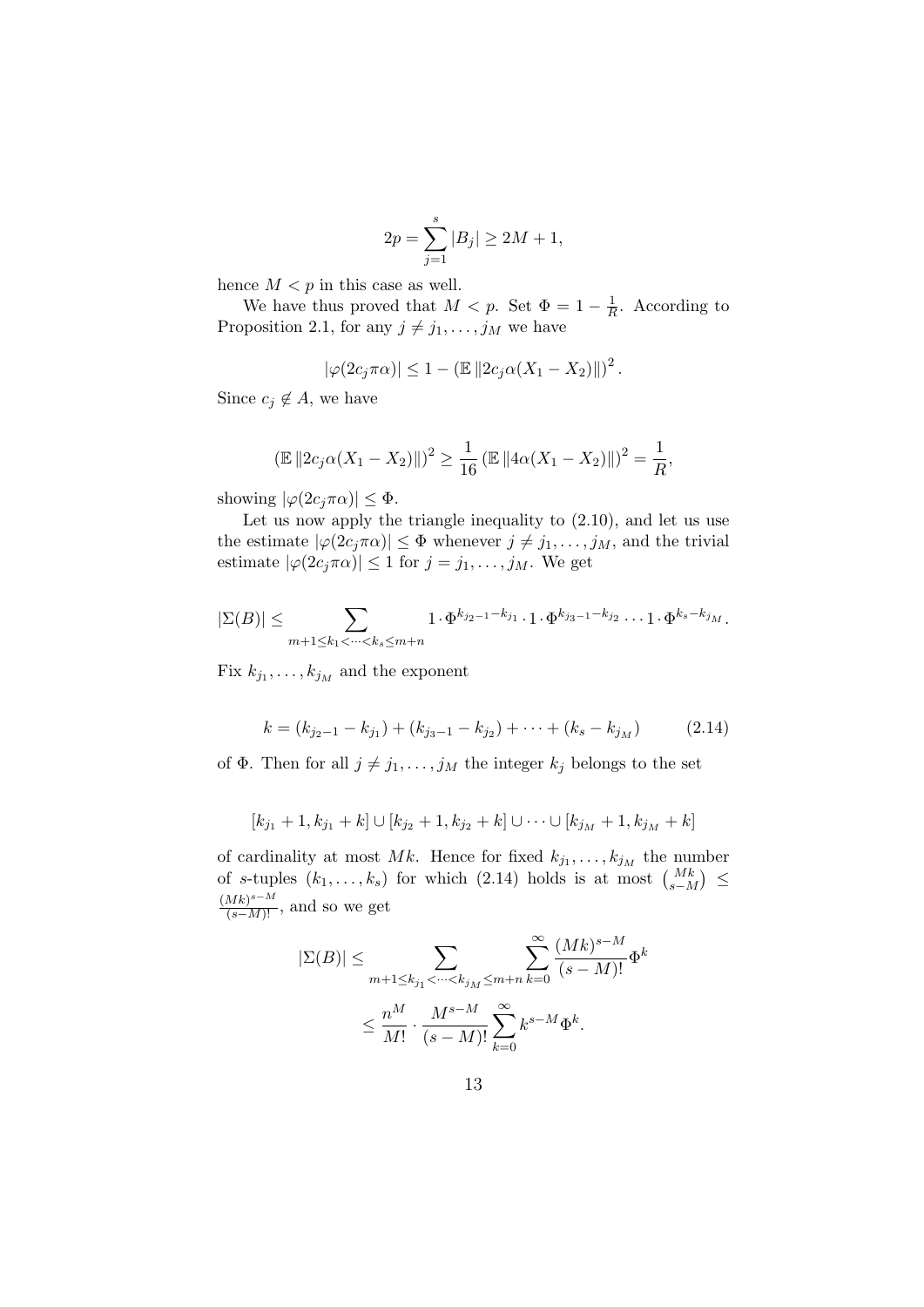$$2p = \sum_{j=1}^{s} |B_j| \geq 2M + 1,$$

hence $M < p$ in this case as well.

We have thus proved that $M < p$. Set $\Phi = 1 - \frac{1}{R}$. According to Proposition 2.1, for any $j \neq j_1, \dots, j_M$ we have

$$|\varphi(2c_j\pi\alpha)| \leq 1 - \left(\mathbb{E}\,\|2c_j\alpha(X_1 - X_2)\|\right)^2.$$

Since $c_j \notin A$, we have

$$\left(\mathbb{E}\,\|2c_j\alpha(X_1 - X_2)\|\right)^2 \geq \frac{1}{16}\left(\mathbb{E}\,\|4\alpha(X_1 - X_2)\|\right)^2 = \frac{1}{R},$$

showing $|\varphi(2c_j\pi\alpha)| \leq \Phi$.

Let us now apply the triangle inequality to (2.10), and let us use the estimate $|\varphi(2c_j\pi\alpha)| \leq \Phi$ whenever $j \neq j_1, \dots, j_M$, and the trivial estimate $|\varphi(2c_j\pi\alpha)| \leq 1$ for $j = j_1, \dots, j_M$. We get

$$|\Sigma(B)| \leq \sum_{m+1 \leq k_1 < \dots < k_s \leq m+n} 1 \cdot \Phi^{k_{j_2-1}-k_{j_1}} \cdot 1 \cdot \Phi^{k_{j_3-1}-k_{j_2}} \cdots 1 \cdot \Phi^{k_s - k_{j_M}}.$$

Fix $k_{j_1}, \dots, k_{j_M}$ and the exponent

$$k = (k_{j_2-1} - k_{j_1}) + (k_{j_3-1} - k_{j_2}) + \dots + (k_s - k_{j_M}) \tag{2.14}$$

of $\Phi$. Then for all $j \neq j_1, \dots, j_M$ the integer $k_j$ belongs to the set

$$[k_{j_1} + 1, k_{j_1} + k] \cup [k_{j_2} + 1, k_{j_2} + k] \cup \dots \cup [k_{j_M} + 1, k_{j_M} + k]$$

of cardinality at most $Mk$. Hence for fixed $k_{j_1}, \dots, k_{j_M}$ the number of $s$-tuples $(k_1, \dots, k_s)$ for which (2.14) holds is at most $\binom{Mk}{s-M} \leq \frac{(Mk)^{s-M}}{(s-M)!}$, and so we get

$$\begin{aligned}
|\Sigma(B)| &\leq \sum_{m+1 \leq k_{j_1} < \dots < k_{j_M} \leq m+n} \sum_{k=0}^{\infty} \frac{(Mk)^{s-M}}{(s-M)!} \Phi^k \\
&\leq \frac{n^M}{M!} \cdot \frac{M^{s-M}}{(s-M)!} \sum_{k=0}^{\infty} k^{s-M} \Phi^k.
\end{aligned}$$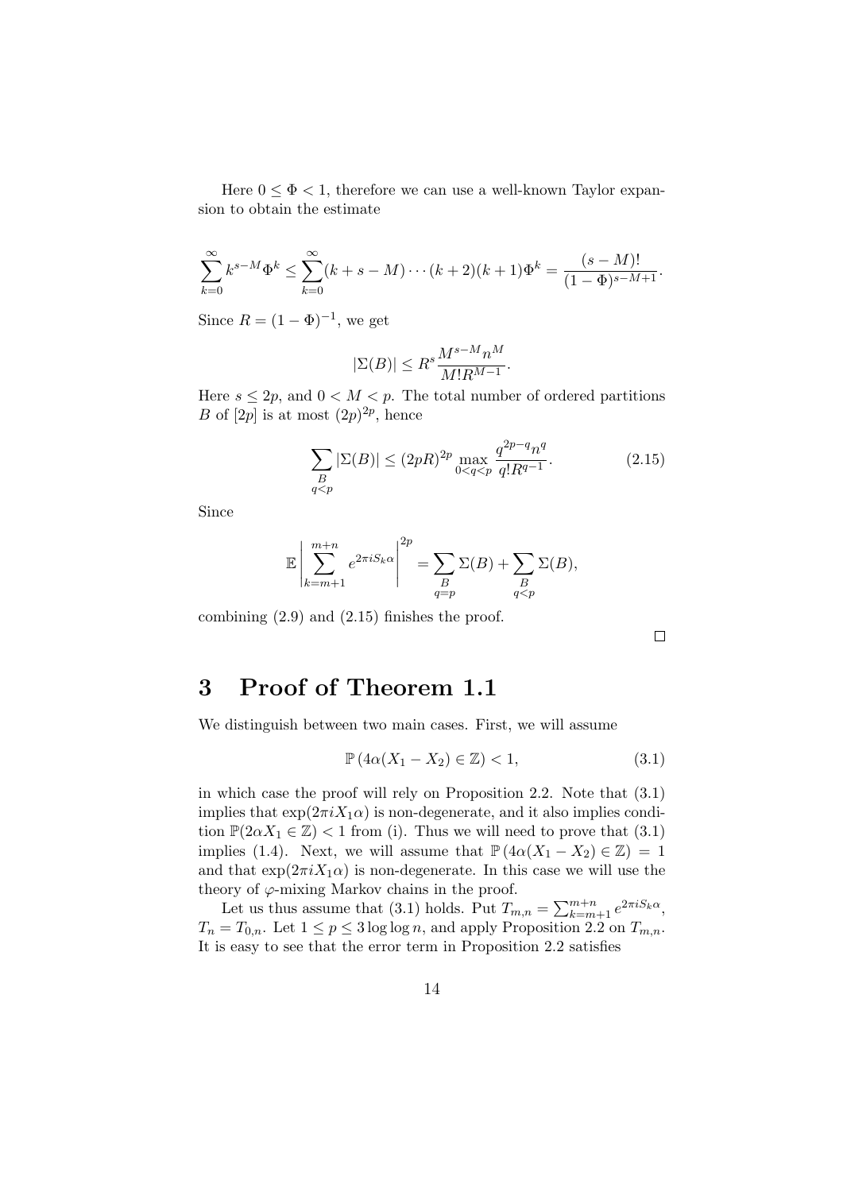Here $0 \leq \Phi < 1$, therefore we can use a well-known Taylor expansion to obtain the estimate

$$\sum_{k=0}^{\infty} k^{s-M} \Phi^k \leq \sum_{k=0}^{\infty} (k+s-M) \cdots (k+2)(k+1) \Phi^k = \frac{(s-M)!}{(1-\Phi)^{s-M+1}}.$$

Since $R = (1-\Phi)^{-1}$, we get

$$|\Sigma(B)| \leq R^s \frac{M^{s-M} n^M}{M! R^{M-1}}.$$

Here $s \leq 2p$, and $0 < M < p$. The total number of ordered partitions $B$ of $[2p]$ is at most $(2p)^{2p}$, hence

$$\sum_{\substack{B \\ q<p}} |\Sigma(B)| \leq (2pR)^{2p} \max_{0<q<p} \frac{q^{2p-q} n^q}{q! R^{q-1}}. \tag{2.15}$$

Since

$$\mathbb{E} \left| \sum_{k=m+1}^{m+n} e^{2\pi i S_k \alpha} \right|^{2p} = \sum_{\substack{B \\ q=p}} \Sigma(B) + \sum_{\substack{B \\ q<p}} \Sigma(B),$$

combining (2.9) and (2.15) finishes the proof.

□

# 3 Proof of Theorem 1.1

We distinguish between two main cases. First, we will assume

$$\mathbb{P}\left(4\alpha(X_1 - X_2) \in \mathbb{Z}\right) < 1, \tag{3.1}$$

in which case the proof will rely on Proposition 2.2. Note that (3.1) implies that $\exp(2\pi i X_1 \alpha)$ is non-degenerate, and it also implies condition $\mathbb{P}(2\alpha X_1 \in \mathbb{Z}) < 1$ from (i). Thus we will need to prove that (3.1) implies (1.4). Next, we will assume that $\mathbb{P}\left(4\alpha(X_1 - X_2) \in \mathbb{Z}\right) = 1$ and that $\exp(2\pi i X_1 \alpha)$ is non-degenerate. In this case we will use the theory of $\varphi$-mixing Markov chains in the proof.

Let us thus assume that (3.1) holds. Put $T_{m,n} = \sum_{k=m+1}^{m+n} e^{2\pi i S_k \alpha}$, $T_n = T_{0,n}$. Let $1 \leq p \leq 3 \log \log n$, and apply Proposition 2.2 on $T_{m,n}$. It is easy to see that the error term in Proposition 2.2 satisfies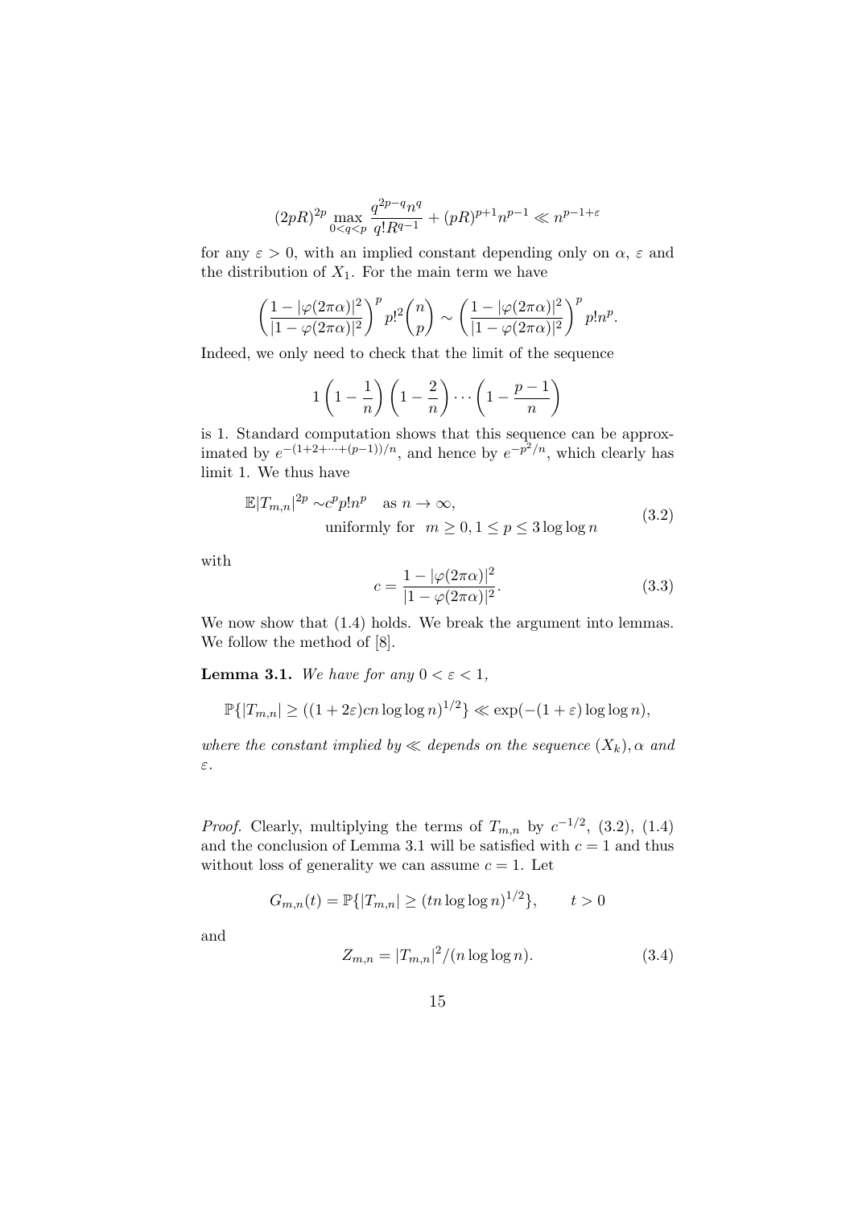$$(2pR)^{2p} \max_{0<q<p} \frac{q^{2p-q} n^q}{q! R^{q-1}} + (pR)^{p+1} n^{p-1} \ll n^{p-1+\varepsilon}$$

for any $\varepsilon > 0$, with an implied constant depending only on $\alpha$, $\varepsilon$ and the distribution of $X_1$. For the main term we have

$$\left( \frac{1 - |\varphi(2\pi\alpha)|^2}{|1 - \varphi(2\pi\alpha)|^2} \right)^p p!^2 \binom{n}{p} \sim \left( \frac{1 - |\varphi(2\pi\alpha)|^2}{|1 - \varphi(2\pi\alpha)|^2} \right)^p p! n^p.$$

Indeed, we only need to check that the limit of the sequence

$$1 \left(1 - \frac{1}{n}\right)\left(1 - \frac{2}{n}\right) \cdots \left(1 - \frac{p-1}{n}\right)$$

is 1. Standard computation shows that this sequence can be approximated by $e^{-(1+2+\cdots+(p-1))/n}$, and hence by $e^{-p^2/n}$, which clearly has limit 1. We thus have

$$\begin{aligned} \mathbb{E}|T_{m,n}|^{2p} \sim & c^p p! n^p \quad \text{as } n \to \infty, \\ & \text{uniformly for } \; m \geq 0, 1 \leq p \leq 3 \log\log n \end{aligned} \tag{3.2}$$

with

$$c = \frac{1 - |\varphi(2\pi\alpha)|^2}{|1 - \varphi(2\pi\alpha)|^2}. \tag{3.3}$$

We now show that (1.4) holds. We break the argument into lemmas. We follow the method of [8].

**Lemma 3.1.** *We have for any $0 < \varepsilon < 1$,*

$$\mathbb{P}\{|T_{m,n}| \geq ((1+2\varepsilon)cn \log\log n)^{1/2}\} \ll \exp(-(1+\varepsilon)\log\log n),$$

*where the constant implied by $\ll$ depends on the sequence $(X_k)$, $\alpha$ and $\varepsilon$.*

*Proof.* Clearly, multiplying the terms of $T_{m,n}$ by $c^{-1/2}$, (3.2), (1.4) and the conclusion of Lemma 3.1 will be satisfied with $c = 1$ and thus without loss of generality we can assume $c = 1$. Let

$$G_{m,n}(t) = \mathbb{P}\{|T_{m,n}| \geq (tn \log\log n)^{1/2}\}, \qquad t > 0$$

and

$$Z_{m,n} = |T_{m,n}|^2/(n \log\log n). \tag{3.4}$$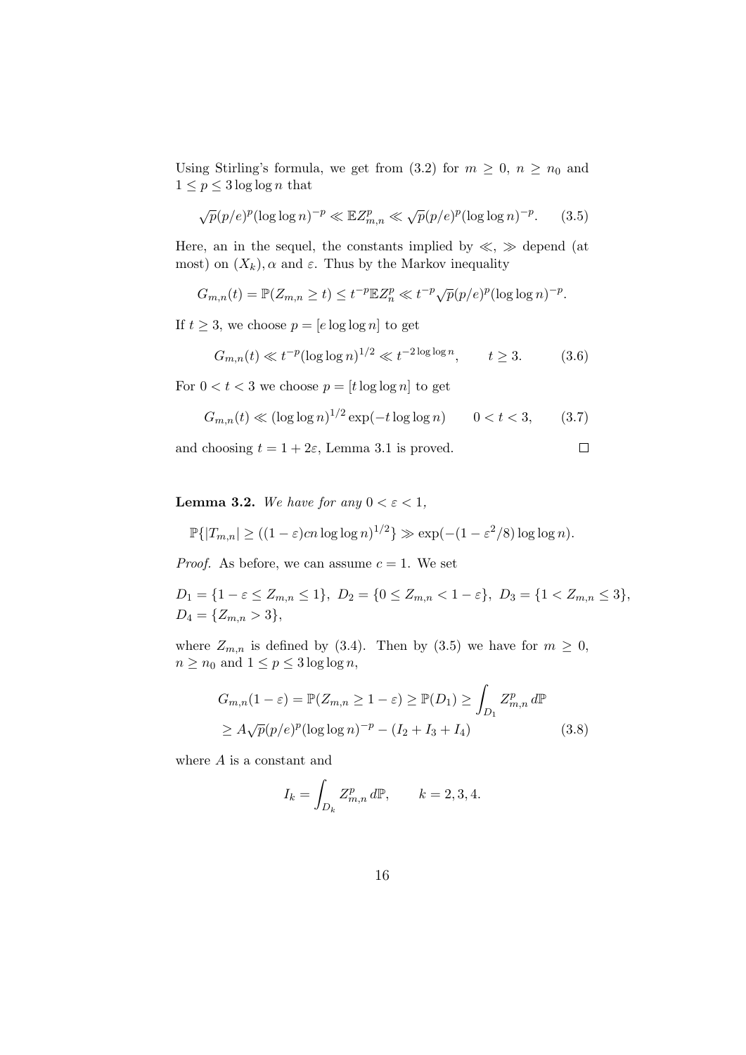Using Stirling's formula, we get from (3.2) for $m \geq 0$, $n \geq n_0$ and $1 \leq p \leq 3 \log\log n$ that

$$\sqrt{p}(p/e)^p(\log\log n)^{-p} \ll \mathbb{E}Z_{m,n}^p \ll \sqrt{p}(p/e)^p(\log\log n)^{-p}. \qquad (3.5)$$

Here, an in the sequel, the constants implied by $\ll$, $\gg$ depend (at most) on $(X_k), \alpha$ and $\varepsilon$. Thus by the Markov inequality

$$G_{m,n}(t) = \mathbb{P}(Z_{m,n} \geq t) \leq t^{-p}\mathbb{E}Z_n^p \ll t^{-p}\sqrt{p}(p/e)^p(\log\log n)^{-p}.$$

If $t \geq 3$, we choose $p = [e \log\log n]$ to get

$$G_{m,n}(t) \ll t^{-p}(\log\log n)^{1/2} \ll t^{-2\log\log n}, \qquad t \geq 3. \qquad (3.6)$$

For $0 < t < 3$ we choose $p = [t \log\log n]$ to get

$$G_{m,n}(t) \ll (\log\log n)^{1/2}\exp(-t\log\log n) \qquad 0 < t < 3, \qquad (3.7)$$

and choosing $t = 1 + 2\varepsilon$, Lemma 3.1 is proved. □

**Lemma 3.2.** *We have for any $0 < \varepsilon < 1$,*

$$\mathbb{P}\{|T_{m,n}| \geq ((1-\varepsilon)cn\log\log n)^{1/2}\} \gg \exp(-(1-\varepsilon^2/8)\log\log n).$$

*Proof.* As before, we can assume $c = 1$. We set

$$D_1 = \{1-\varepsilon \leq Z_{m,n} \leq 1\},\ D_2 = \{0 \leq Z_{m,n} < 1-\varepsilon\},\ D_3 = \{1 < Z_{m,n} \leq 3\},$$
$$D_4 = \{Z_{m,n} > 3\},$$

where $Z_{m,n}$ is defined by (3.4). Then by (3.5) we have for $m \geq 0$, $n \geq n_0$ and $1 \leq p \leq 3\log\log n$,

$$\begin{aligned} G_{m,n}(1-\varepsilon) &= \mathbb{P}(Z_{m,n} \geq 1-\varepsilon) \geq \mathbb{P}(D_1) \geq \int_{D_1} Z_{m,n}^p \, d\mathbb{P} \\ &\geq A\sqrt{p}(p/e)^p(\log\log n)^{-p} - (I_2 + I_3 + I_4) \end{aligned} \qquad (3.8)$$

where $A$ is a constant and

$$I_k = \int_{D_k} Z_{m,n}^p \, d\mathbb{P}, \qquad k = 2, 3, 4.$$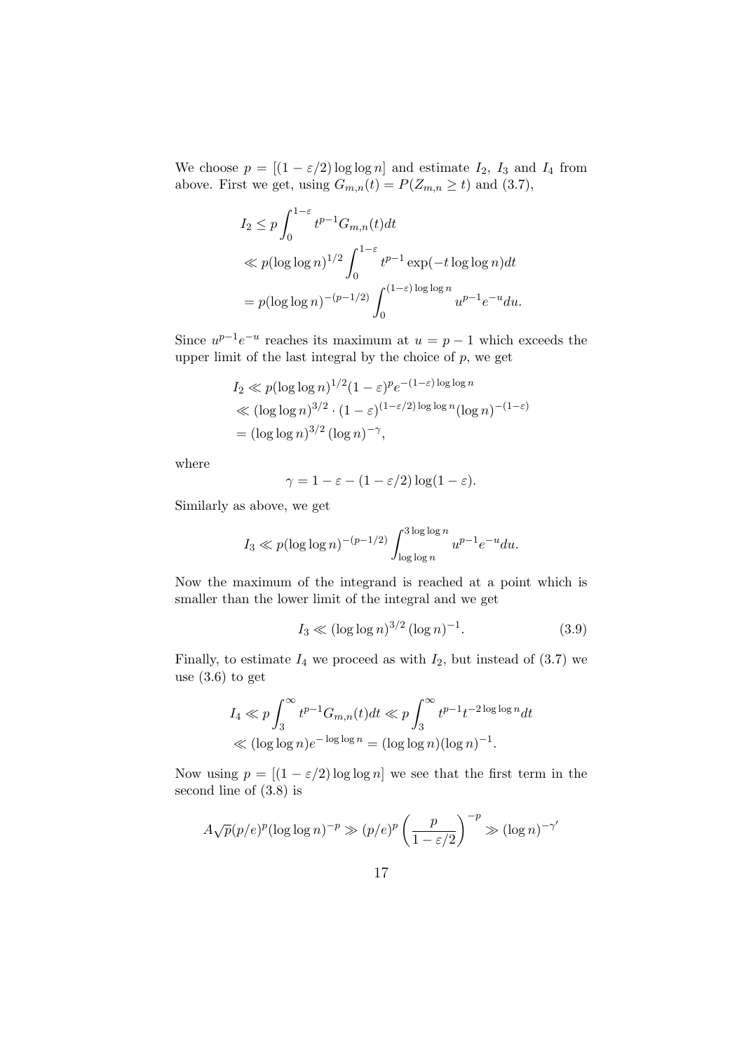We choose $p = [(1 - \varepsilon/2) \log\log n]$ and estimate $I_2$, $I_3$ and $I_4$ from above. First we get, using $G_{m,n}(t) = P(Z_{m,n} \geq t)$ and (3.7),

$$
\begin{aligned}
I_2 &\leq p \int_0^{1-\varepsilon} t^{p-1} G_{m,n}(t) dt \\
&\ll p(\log\log n)^{1/2} \int_0^{1-\varepsilon} t^{p-1} \exp(-t \log\log n) dt \\
&= p(\log\log n)^{-(p-1/2)} \int_0^{(1-\varepsilon)\log\log n} u^{p-1} e^{-u} du.
\end{aligned}
$$

Since $u^{p-1}e^{-u}$ reaches its maximum at $u = p - 1$ which exceeds the upper limit of the last integral by the choice of $p$, we get

$$
\begin{aligned}
I_2 &\ll p(\log\log n)^{1/2} (1-\varepsilon)^p e^{-(1-\varepsilon)\log\log n} \\
&\ll (\log\log n)^{3/2} \cdot (1-\varepsilon)^{(1-\varepsilon/2)\log\log n} (\log n)^{-(1-\varepsilon)} \\
&= (\log\log n)^{3/2} (\log n)^{-\gamma},
\end{aligned}
$$

where

$$
\gamma = 1 - \varepsilon - (1 - \varepsilon/2) \log(1 - \varepsilon).
$$

Similarly as above, we get

$$
I_3 \ll p(\log\log n)^{-(p-1/2)} \int_{\log\log n}^{3\log\log n} u^{p-1} e^{-u} du.
$$

Now the maximum of the integrand is reached at a point which is smaller than the lower limit of the integral and we get

$$
I_3 \ll (\log\log n)^{3/2} (\log n)^{-1}. \tag{3.9}
$$

Finally, to estimate $I_4$ we proceed as with $I_2$, but instead of (3.7) we use (3.6) to get

$$
\begin{aligned}
I_4 &\ll p \int_3^{\infty} t^{p-1} G_{m,n}(t) dt \ll p \int_3^{\infty} t^{p-1} t^{-2\log\log n} dt \\
&\ll (\log\log n) e^{-\log\log n} = (\log\log n)(\log n)^{-1}.
\end{aligned}
$$

Now using $p = [(1 - \varepsilon/2) \log\log n]$ we see that the first term in the second line of (3.8) is

$$
A\sqrt{p}(p/e)^p (\log\log n)^{-p} \gg (p/e)^p \left( \frac{p}{1 - \varepsilon/2} \right)^{-p} \gg (\log n)^{-\gamma'}
$$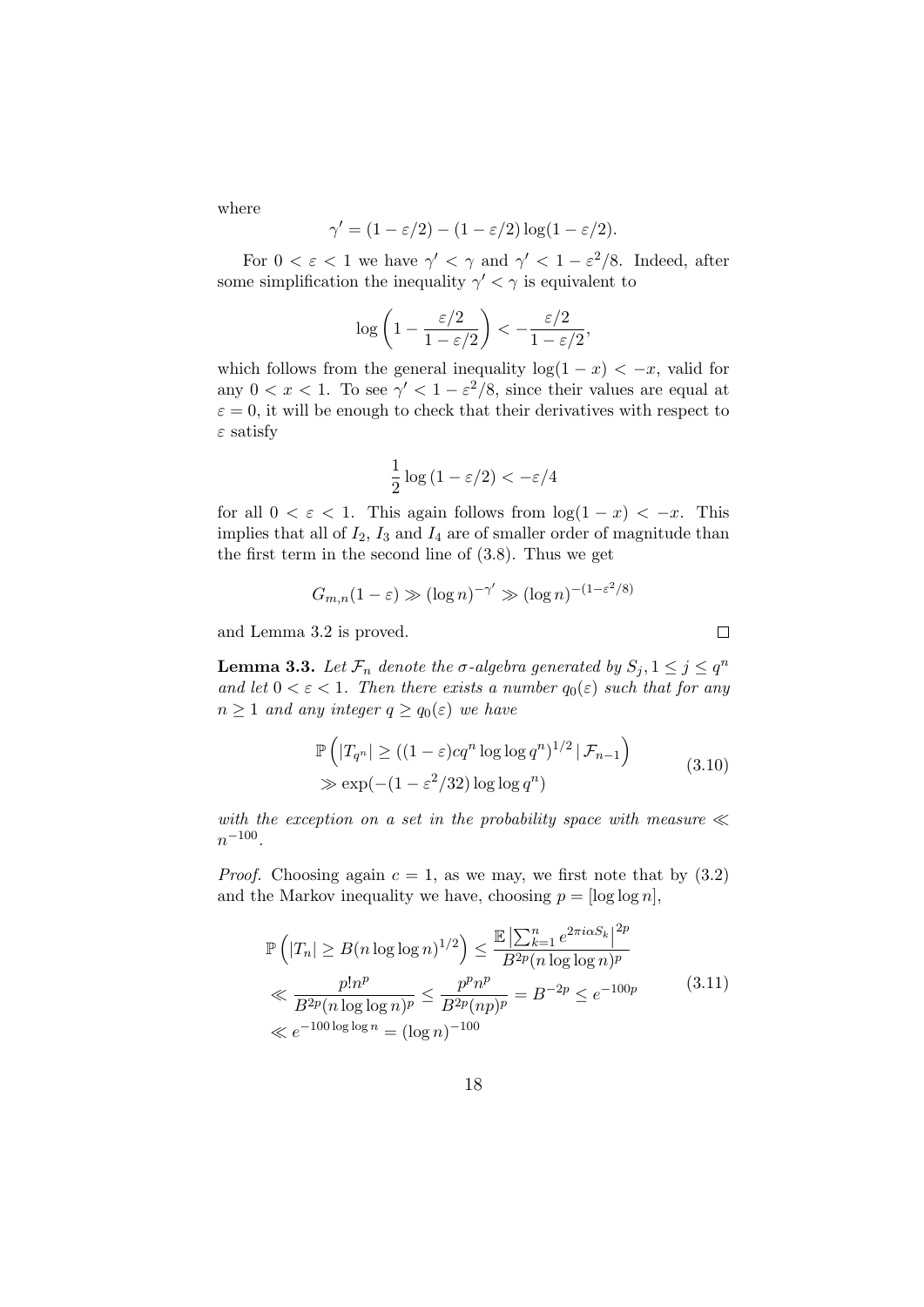where

$$\gamma' = (1 - \varepsilon/2) - (1 - \varepsilon/2)\log(1 - \varepsilon/2).$$

For $0 < \varepsilon < 1$ we have $\gamma' < \gamma$ and $\gamma' < 1 - \varepsilon^2/8$. Indeed, after some simplification the inequality $\gamma' < \gamma$ is equivalent to

$$\log\left(1 - \frac{\varepsilon/2}{1 - \varepsilon/2}\right) < -\frac{\varepsilon/2}{1 - \varepsilon/2},$$

which follows from the general inequality $\log(1 - x) < -x$, valid for any $0 < x < 1$. To see $\gamma' < 1 - \varepsilon^2/8$, since their values are equal at $\varepsilon = 0$, it will be enough to check that their derivatives with respect to $\varepsilon$ satisfy

$$\frac{1}{2}\log\left(1 - \varepsilon/2\right) < -\varepsilon/4$$

for all $0 < \varepsilon < 1$. This again follows from $\log(1 - x) < -x$. This implies that all of $I_2$, $I_3$ and $I_4$ are of smaller order of magnitude than the first term in the second line of (3.8). Thus we get

$$G_{m,n}(1 - \varepsilon) \gg (\log n)^{-\gamma'} \gg (\log n)^{-(1-\varepsilon^2/8)}$$

and Lemma 3.2 is proved. □

**Lemma 3.3.** *Let $\mathcal{F}_n$ denote the $\sigma$-algebra generated by $S_j, 1 \leq j \leq q^n$ and let $0 < \varepsilon < 1$. Then there exists a number $q_0(\varepsilon)$ such that for any $n \geq 1$ and any integer $q \geq q_0(\varepsilon)$ we have*

$$\begin{aligned} &\mathbb{P}\left(|T_{q^n}| \geq ((1-\varepsilon)cq^n \log\log q^n)^{1/2} \,|\, \mathcal{F}_{n-1}\right) \\ &\gg \exp(-(1 - \varepsilon^2/32)\log\log q^n) \end{aligned} \tag{3.10}$$

*with the exception on a set in the probability space with measure $\ll n^{-100}$.*

*Proof.* Choosing again $c = 1$, as we may, we first note that by (3.2) and the Markov inequality we have, choosing $p = [\log\log n]$,

$$\begin{aligned} &\mathbb{P}\left(|T_n| \geq B(n\log\log n)^{1/2}\right) \leq \frac{\mathbb{E}\left|\sum_{k=1}^n e^{2\pi i\alpha S_k}\right|^{2p}}{B^{2p}(n\log\log n)^p} \\ &\ll \frac{p!n^p}{B^{2p}(n\log\log n)^p} \leq \frac{p^p n^p}{B^{2p}(np)^p} = B^{-2p} \leq e^{-100p} \\ &\ll e^{-100\log\log n} = (\log n)^{-100} \end{aligned} \tag{3.11}$$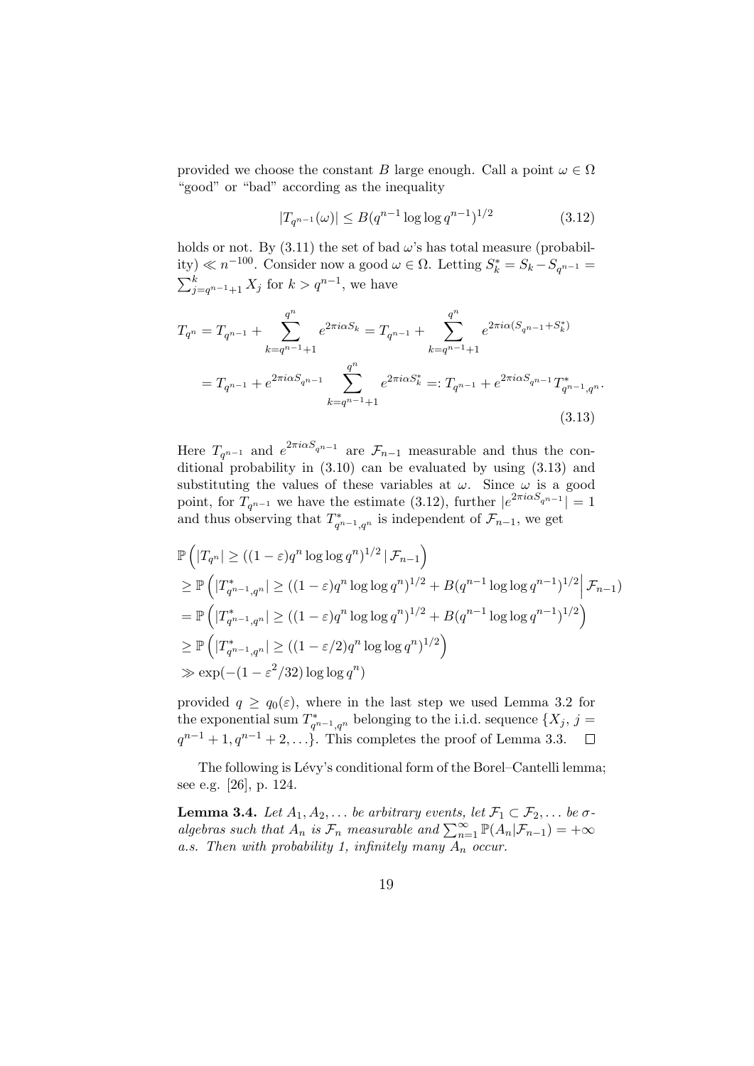provided we choose the constant $B$ large enough. Call a point $\omega \in \Omega$ "good" or "bad" according as the inequality

$$|T_{q^{n-1}}(\omega)| \leq B(q^{n-1} \log\log q^{n-1})^{1/2} \tag{3.12}$$

holds or not. By (3.11) the set of bad $\omega$'s has total measure (probability) $\ll n^{-100}$. Consider now a good $\omega \in \Omega$. Letting $S_k^* = S_k - S_{q^{n-1}} = \sum_{j=q^{n-1}+1}^{k} X_j$ for $k > q^{n-1}$, we have

$$\begin{aligned}
T_{q^n} &= T_{q^{n-1}} + \sum_{k=q^{n-1}+1}^{q^n} e^{2\pi i \alpha S_k} = T_{q^{n-1}} + \sum_{k=q^{n-1}+1}^{q^n} e^{2\pi i \alpha (S_{q^{n-1}} + S_k^*)} \\
&= T_{q^{n-1}} + e^{2\pi i \alpha S_{q^{n-1}}} \sum_{k=q^{n-1}+1}^{q^n} e^{2\pi i \alpha S_k^*} =: T_{q^{n-1}} + e^{2\pi i \alpha S_{q^{n-1}}} T^*_{q^{n-1},q^n}.
\end{aligned} \tag{3.13}$$

Here $T_{q^{n-1}}$ and $e^{2\pi i \alpha S_{q^{n-1}}}$ are $\mathcal{F}_{n-1}$ measurable and thus the conditional probability in (3.10) can be evaluated by using (3.13) and substituting the values of these variables at $\omega$. Since $\omega$ is a good point, for $T_{q^{n-1}}$ we have the estimate (3.12), further $|e^{2\pi i \alpha S_{q^{n-1}}}| = 1$ and thus observing that $T^*_{q^{n-1},q^n}$ is independent of $\mathcal{F}_{n-1}$, we get

$$\begin{aligned}
&\mathbb{P}\left(|T_{q^n}| \geq ((1-\varepsilon) q^n \log\log q^n)^{1/2} \,|\, \mathcal{F}_{n-1}\right) \\
&\geq \mathbb{P}\left(|T^*_{q^{n-1},q^n}| \geq ((1-\varepsilon) q^n \log\log q^n)^{1/2} + B(q^{n-1} \log\log q^{n-1})^{1/2} \Big| \, \mathcal{F}_{n-1}\right) \\
&= \mathbb{P}\left(|T^*_{q^{n-1},q^n}| \geq ((1-\varepsilon) q^n \log\log q^n)^{1/2} + B(q^{n-1} \log\log q^{n-1})^{1/2}\right) \\
&\geq \mathbb{P}\left(|T^*_{q^{n-1},q^n}| \geq ((1-\varepsilon/2) q^n \log\log q^n)^{1/2}\right) \\
&\gg \exp(-(1-\varepsilon^2/32) \log\log q^n)
\end{aligned}$$

provided $q \geq q_0(\varepsilon)$, where in the last step we used Lemma 3.2 for the exponential sum $T^*_{q^{n-1},q^n}$ belonging to the i.i.d. sequence $\{X_j, \, j = q^{n-1}+1, q^{n-1}+2, \ldots\}$. This completes the proof of Lemma 3.3. $\square$

The following is Lévy's conditional form of the Borel–Cantelli lemma; see e.g. [26], p. 124.

**Lemma 3.4.** *Let $A_1, A_2, \ldots$ be arbitrary events, let $\mathcal{F}_1 \subset \mathcal{F}_2, \ldots$ be $\sigma$-algebras such that $A_n$ is $\mathcal{F}_n$ measurable and $\sum_{n=1}^{\infty} \mathbb{P}(A_n | \mathcal{F}_{n-1}) = +\infty$ a.s. Then with probability 1, infinitely many $A_n$ occur.*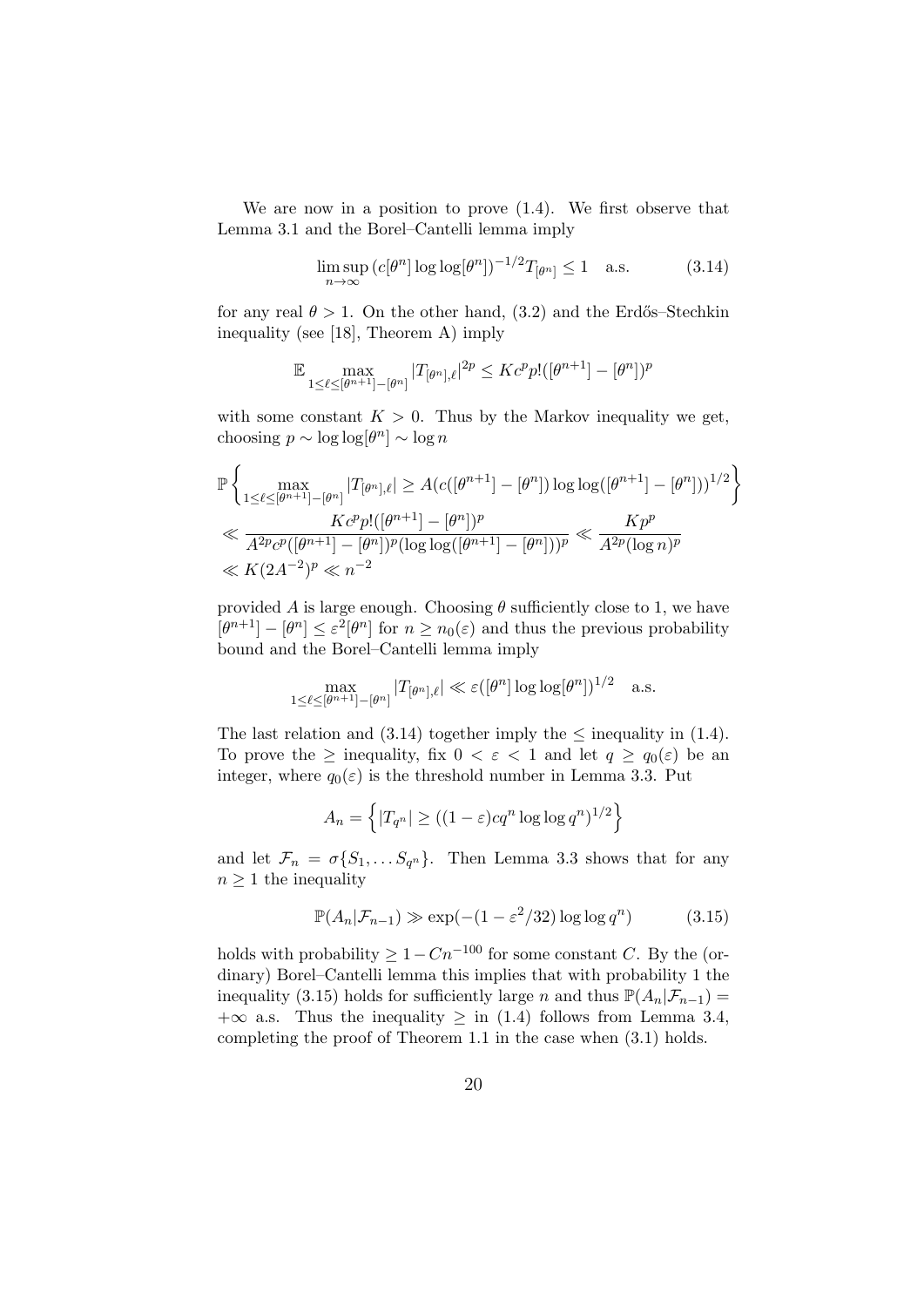We are now in a position to prove (1.4). We first observe that Lemma 3.1 and the Borel–Cantelli lemma imply

$$\limsup_{n\to\infty} (c[\theta^n]\log\log[\theta^n])^{-1/2} T_{[\theta^n]} \le 1 \quad \text{a.s.} \tag{3.14}$$

for any real $\theta > 1$. On the other hand, (3.2) and the Erdős–Stechkin inequality (see [18], Theorem A) imply

$$\mathbb{E} \max_{1\le \ell \le [\theta^{n+1}]-[\theta^n]} |T_{[\theta^n],\ell}|^{2p} \le K c^p p! ([\theta^{n+1}] - [\theta^n])^p$$

with some constant $K > 0$. Thus by the Markov inequality we get, choosing $p \sim \log\log[\theta^n] \sim \log n$

$$\begin{aligned}
&\mathbb{P}\left\{ \max_{1\le \ell \le [\theta^{n+1}]-[\theta^n]} |T_{[\theta^n],\ell}| \ge A(c([\theta^{n+1}]-[\theta^n])\log\log([\theta^{n+1}]-[\theta^n]))^{1/2} \right\} \\
&\ll \frac{Kc^p p! ([\theta^{n+1}]-[\theta^n])^p}{A^{2p} c^p ([\theta^{n+1}]-[\theta^n])^p (\log\log([\theta^{n+1}]-[\theta^n]))^p} \ll \frac{Kp^p}{A^{2p}(\log n)^p} \\
&\ll K(2A^{-2})^p \ll n^{-2}
\end{aligned}$$

provided $A$ is large enough. Choosing $\theta$ sufficiently close to 1, we have $[\theta^{n+1}] - [\theta^n] \le \varepsilon^2 [\theta^n]$ for $n \ge n_0(\varepsilon)$ and thus the previous probability bound and the Borel–Cantelli lemma imply

$$\max_{1\le \ell \le [\theta^{n+1}]-[\theta^n]} |T_{[\theta^n],\ell}| \ll \varepsilon([\theta^n]\log\log[\theta^n])^{1/2} \quad \text{a.s.}$$

The last relation and (3.14) together imply the $\le$ inequality in (1.4). To prove the $\ge$ inequality, fix $0 < \varepsilon < 1$ and let $q \ge q_0(\varepsilon)$ be an integer, where $q_0(\varepsilon)$ is the threshold number in Lemma 3.3. Put

$$A_n = \left\{ |T_{q^n}| \ge ((1-\varepsilon) c q^n \log\log q^n)^{1/2} \right\}$$

and let $\mathcal{F}_n = \sigma\{S_1, \dots S_{q^n}\}$. Then Lemma 3.3 shows that for any $n \ge 1$ the inequality

$$\mathbb{P}(A_n | \mathcal{F}_{n-1}) \gg \exp(-(1-\varepsilon^2/32)\log\log q^n) \tag{3.15}$$

holds with probability $\ge 1 - Cn^{-100}$ for some constant $C$. By the (ordinary) Borel–Cantelli lemma this implies that with probability 1 the inequality (3.15) holds for sufficiently large $n$ and thus $\mathbb{P}(A_n|\mathcal{F}_{n-1}) = +\infty$ a.s. Thus the inequality $\ge$ in (1.4) follows from Lemma 3.4, completing the proof of Theorem 1.1 in the case when (3.1) holds.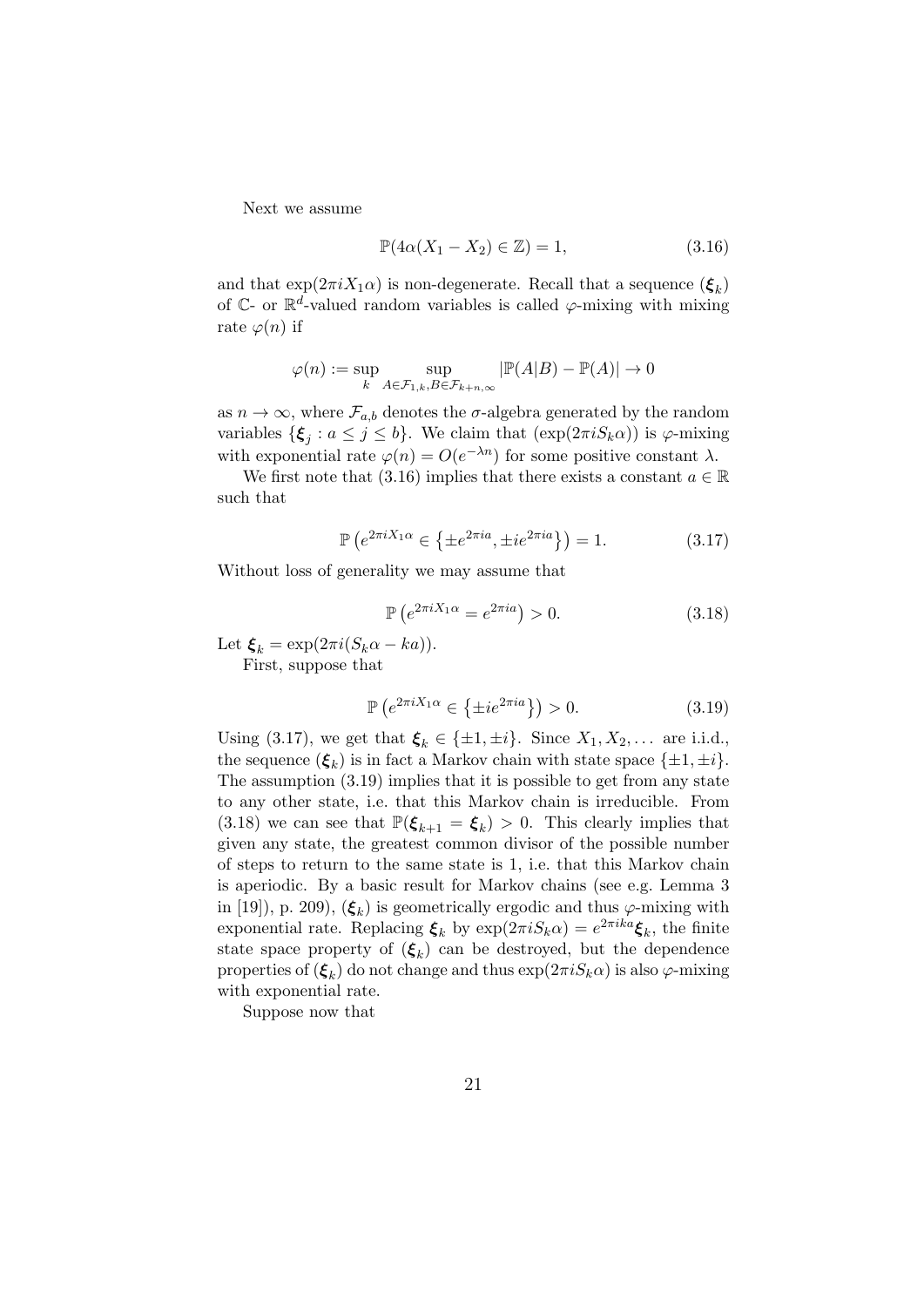Next we assume

$$
\mathbb{P}(4\alpha(X_1 - X_2) \in \mathbb{Z}) = 1, \tag{3.16}
$$

and that $\exp(2\pi i X_1 \alpha)$ is non-degenerate. Recall that a sequence $(\boldsymbol{\xi}_k)$ of $\mathbb{C}$- or $\mathbb{R}^d$-valued random variables is called $\varphi$-mixing with mixing rate $\varphi(n)$ if

$$
\varphi(n) := \sup_k \sup_{A \in \mathcal{F}_{1,k}, B \in \mathcal{F}_{k+n,\infty}} |\mathbb{P}(A|B) - \mathbb{P}(A)| \to 0
$$

as $n \to \infty$, where $\mathcal{F}_{a,b}$ denotes the $\sigma$-algebra generated by the random variables $\{\boldsymbol{\xi}_j : a \leq j \leq b\}$. We claim that $(\exp(2\pi i S_k \alpha))$ is $\varphi$-mixing with exponential rate $\varphi(n) = O(e^{-\lambda n})$ for some positive constant $\lambda$.

We first note that (3.16) implies that there exists a constant $a \in \mathbb{R}$ such that

$$
\mathbb{P}\left(e^{2\pi i X_1 \alpha} \in \left\{\pm e^{2\pi i a}, \pm i e^{2\pi i a}\right\}\right) = 1. \tag{3.17}
$$

Without loss of generality we may assume that

$$
\mathbb{P}\left(e^{2\pi i X_1 \alpha} = e^{2\pi i a}\right) > 0. \tag{3.18}
$$

Let $\boldsymbol{\xi}_k = \exp(2\pi i (S_k \alpha - ka))$.

First, suppose that

$$
\mathbb{P}\left(e^{2\pi i X_1 \alpha} \in \left\{\pm i e^{2\pi i a}\right\}\right) > 0. \tag{3.19}
$$

Using (3.17), we get that $\boldsymbol{\xi}_k \in \{\pm 1, \pm i\}$. Since $X_1, X_2, \ldots$ are i.i.d., the sequence $(\boldsymbol{\xi}_k)$ is in fact a Markov chain with state space $\{\pm 1, \pm i\}$. The assumption (3.19) implies that it is possible to get from any state to any other state, i.e. that this Markov chain is irreducible. From (3.18) we can see that $\mathbb{P}(\boldsymbol{\xi}_{k+1} = \boldsymbol{\xi}_k) > 0$. This clearly implies that given any state, the greatest common divisor of the possible number of steps to return to the same state is 1, i.e. that this Markov chain is aperiodic. By a basic result for Markov chains (see e.g. Lemma 3 in [19]), p. 209), $(\boldsymbol{\xi}_k)$ is geometrically ergodic and thus $\varphi$-mixing with exponential rate. Replacing $\boldsymbol{\xi}_k$ by $\exp(2\pi i S_k \alpha) = e^{2\pi i k a} \boldsymbol{\xi}_k$, the finite state space property of $(\boldsymbol{\xi}_k)$ can be destroyed, but the dependence properties of $(\boldsymbol{\xi}_k)$ do not change and thus $\exp(2\pi i S_k \alpha)$ is also $\varphi$-mixing with exponential rate.

Suppose now that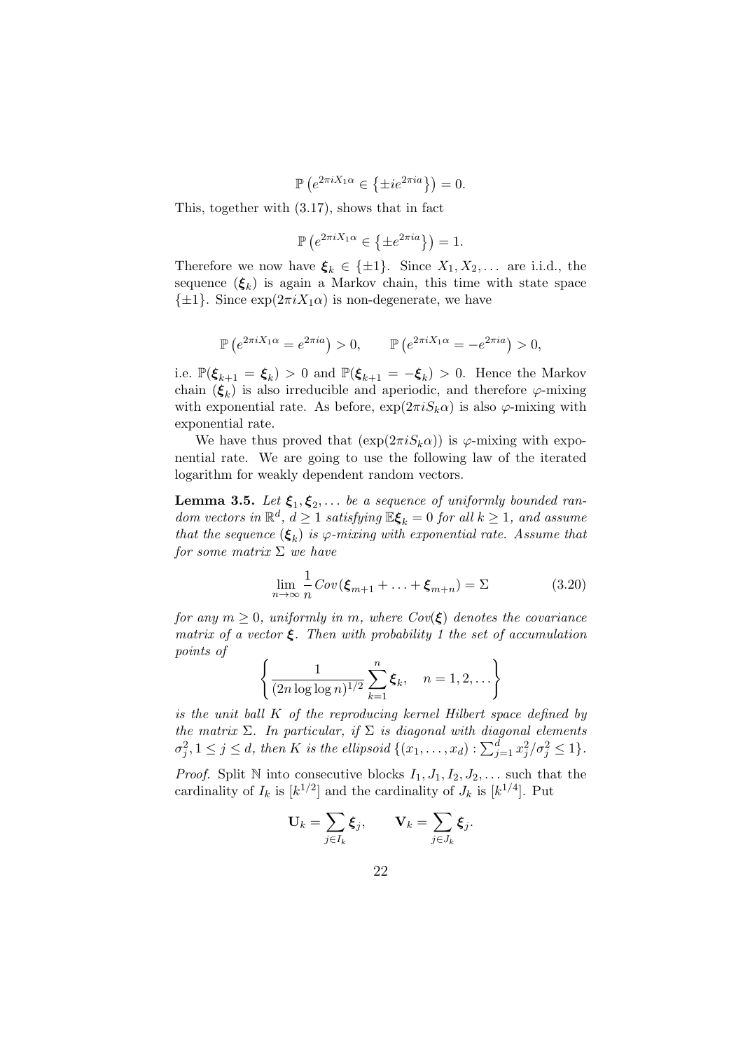$$\mathbb{P}\left(e^{2\pi i X_1 \alpha} \in \left\{\pm i e^{2\pi i a}\right\}\right) = 0.$$

This, together with (3.17), shows that in fact

$$\mathbb{P}\left(e^{2\pi i X_1 \alpha} \in \left\{\pm e^{2\pi i a}\right\}\right) = 1.$$

Therefore we now have $\boldsymbol{\xi}_k \in \{\pm 1\}$. Since $X_1, X_2, \ldots$ are i.i.d., the sequence $(\boldsymbol{\xi}_k)$ is again a Markov chain, this time with state space $\{\pm 1\}$. Since $\exp(2\pi i X_1 \alpha)$ is non-degenerate, we have

$$\mathbb{P}\left(e^{2\pi i X_1 \alpha} = e^{2\pi i a}\right) > 0, \qquad \mathbb{P}\left(e^{2\pi i X_1 \alpha} = -e^{2\pi i a}\right) > 0,$$

i.e. $\mathbb{P}(\boldsymbol{\xi}_{k+1} = \boldsymbol{\xi}_k) > 0$ and $\mathbb{P}(\boldsymbol{\xi}_{k+1} = -\boldsymbol{\xi}_k) > 0$. Hence the Markov chain $(\boldsymbol{\xi}_k)$ is also irreducible and aperiodic, and therefore $\varphi$-mixing with exponential rate. As before, $\exp(2\pi i S_k \alpha)$ is also $\varphi$-mixing with exponential rate.

We have thus proved that $(\exp(2\pi i S_k \alpha))$ is $\varphi$-mixing with exponential rate. We are going to use the following law of the iterated logarithm for weakly dependent random vectors.

**Lemma 3.5.** *Let $\boldsymbol{\xi}_1, \boldsymbol{\xi}_2, \ldots$ be a sequence of uniformly bounded random vectors in $\mathbb{R}^d$, $d \geq 1$ satisfying $\mathbb{E}\boldsymbol{\xi}_k = 0$ for all $k \geq 1$, and assume that the sequence $(\boldsymbol{\xi}_k)$ is $\varphi$-mixing with exponential rate. Assume that for some matrix $\Sigma$ we have*

$$\lim_{n \to \infty} \frac{1}{n} Cov(\boldsymbol{\xi}_{m+1} + \ldots + \boldsymbol{\xi}_{m+n}) = \Sigma \tag{3.20}$$

*for any $m \geq 0$, uniformly in $m$, where $Cov(\boldsymbol{\xi})$ denotes the covariance matrix of a vector $\boldsymbol{\xi}$. Then with probability 1 the set of accumulation points of*

$$\left\{ \frac{1}{(2n \log \log n)^{1/2}} \sum_{k=1}^{n} \boldsymbol{\xi}_k, \quad n = 1, 2, \ldots \right\}$$

*is the unit ball $K$ of the reproducing kernel Hilbert space defined by the matrix $\Sigma$. In particular, if $\Sigma$ is diagonal with diagonal elements $\sigma_j^2, 1 \leq j \leq d$, then $K$ is the ellipsoid $\{(x_1, \ldots, x_d) : \sum_{j=1}^{d} x_j^2/\sigma_j^2 \leq 1\}$.*

*Proof.* Split $\mathbb{N}$ into consecutive blocks $I_1, J_1, I_2, J_2, \ldots$ such that the cardinality of $I_k$ is $[k^{1/2}]$ and the cardinality of $J_k$ is $[k^{1/4}]$. Put

$$\mathbf{U}_k = \sum_{j \in I_k} \boldsymbol{\xi}_j, \qquad \mathbf{V}_k = \sum_{j \in J_k} \boldsymbol{\xi}_j.$$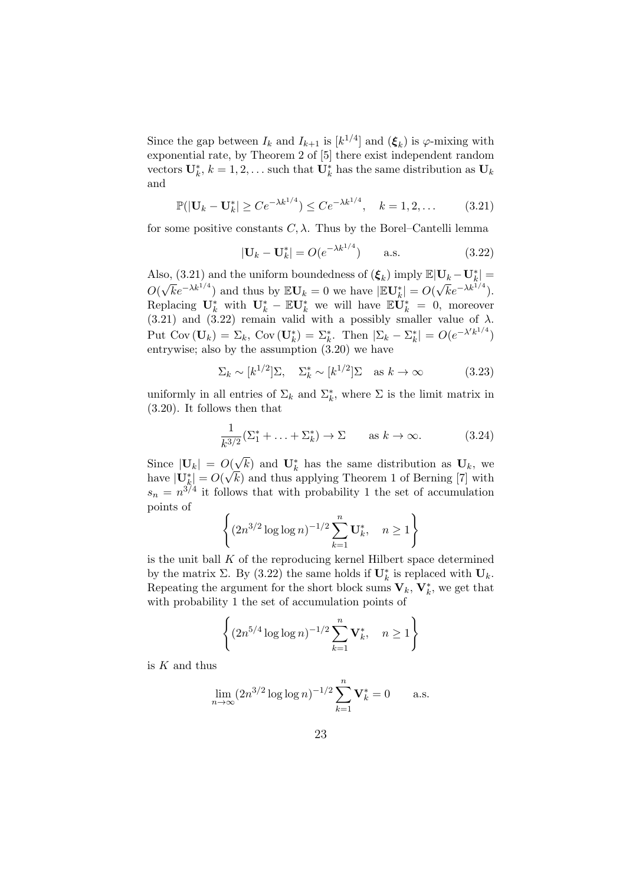Since the gap between $I_k$ and $I_{k+1}$ is $[k^{1/4}]$ and $(\boldsymbol{\xi}_k)$ is $\varphi$-mixing with exponential rate, by Theorem 2 of [5] there exist independent random vectors $\mathbf{U}_k^*$, $k = 1, 2, \ldots$ such that $\mathbf{U}_k^*$ has the same distribution as $\mathbf{U}_k$ and

$$\mathbb{P}(|\mathbf{U}_k - \mathbf{U}_k^*| \geq Ce^{-\lambda k^{1/4}}) \leq Ce^{-\lambda k^{1/4}}, \quad k = 1, 2, \ldots \tag{3.21}$$

for some positive constants $C, \lambda$. Thus by the Borel–Cantelli lemma

$$|\mathbf{U}_k - \mathbf{U}_k^*| = O(e^{-\lambda k^{1/4}}) \qquad \text{a.s.} \tag{3.22}$$

Also, (3.21) and the uniform boundedness of $(\boldsymbol{\xi}_k)$ imply $\mathbb{E}|\mathbf{U}_k - \mathbf{U}_k^*| = O(\sqrt{k}e^{-\lambda k^{1/4}})$ and thus by $\mathbb{E}\mathbf{U}_k = 0$ we have $|\mathbb{E}\mathbf{U}_k^*| = O(\sqrt{k}e^{-\lambda k^{1/4}})$. Replacing $\mathbf{U}_k^*$ with $\mathbf{U}_k^* - \mathbb{E}\mathbf{U}_k^*$ we will have $\mathbb{E}\mathbf{U}_k^* = 0$, moreover (3.21) and (3.22) remain valid with a possibly smaller value of $\lambda$. Put $\operatorname{Cov}(\mathbf{U}_k) = \Sigma_k$, $\operatorname{Cov}(\mathbf{U}_k^*) = \Sigma_k^*$. Then $|\Sigma_k - \Sigma_k^*| = O(e^{-\lambda' k^{1/4}})$ entrywise; also by the assumption (3.20) we have

$$\Sigma_k \sim [k^{1/2}]\Sigma, \quad \Sigma_k^* \sim [k^{1/2}]\Sigma \quad \text{as } k \to \infty \tag{3.23}$$

uniformly in all entries of $\Sigma_k$ and $\Sigma_k^*$, where $\Sigma$ is the limit matrix in (3.20). It follows then that

$$\frac{1}{k^{3/2}}(\Sigma_1^* + \ldots + \Sigma_k^*) \to \Sigma \qquad \text{as } k \to \infty. \tag{3.24}$$

Since $|\mathbf{U}_k| = O(\sqrt{k})$ and $\mathbf{U}_k^*$ has the same distribution as $\mathbf{U}_k$, we have $|\mathbf{U}_k^*| = O(\sqrt{k})$ and thus applying Theorem 1 of Berning [7] with $s_n = n^{3/4}$ it follows that with probability 1 the set of accumulation points of

$$\left\{ (2n^{3/2} \log\log n)^{-1/2} \sum_{k=1}^n \mathbf{U}_k^*, \quad n \geq 1 \right\}$$

is the unit ball $K$ of the reproducing kernel Hilbert space determined by the matrix $\Sigma$. By (3.22) the same holds if $\mathbf{U}_k^*$ is replaced with $\mathbf{U}_k$. Repeating the argument for the short block sums $\mathbf{V}_k$, $\mathbf{V}_k^*$, we get that with probability 1 the set of accumulation points of

$$\left\{ (2n^{5/4} \log\log n)^{-1/2} \sum_{k=1}^n \mathbf{V}_k^*, \quad n \geq 1 \right\}$$

is $K$ and thus

$$\lim_{n\to\infty} (2n^{3/2} \log\log n)^{-1/2} \sum_{k=1}^n \mathbf{V}_k^* = 0 \qquad \text{a.s.}$$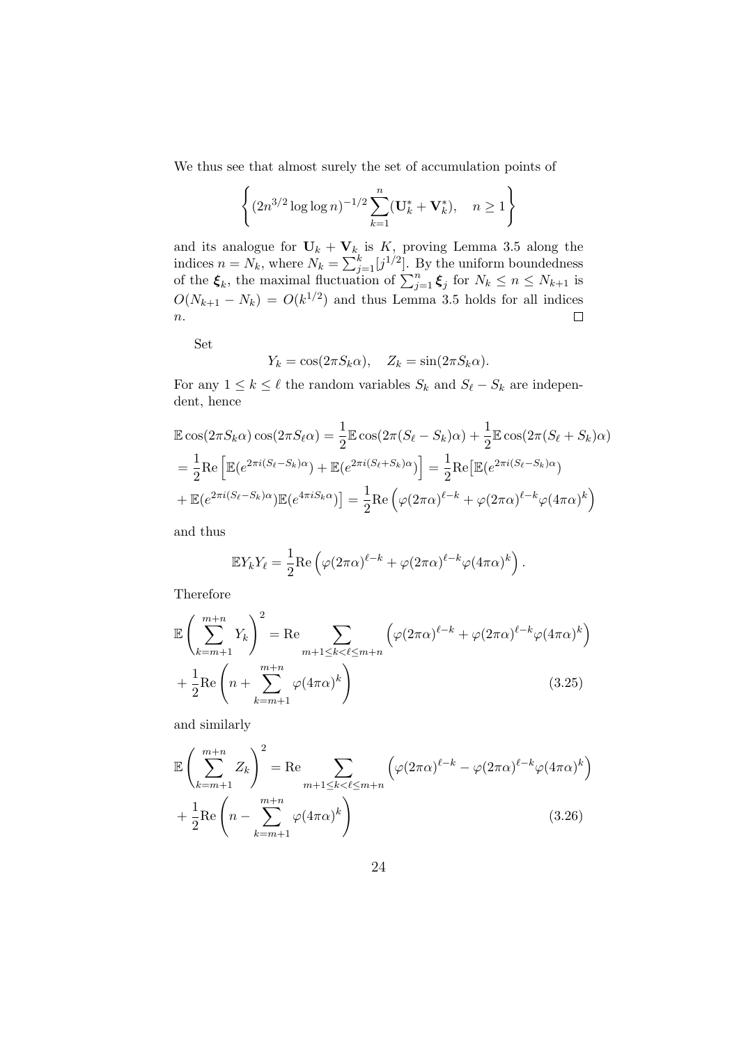We thus see that almost surely the set of accumulation points of

$$\left\{ (2n^{3/2}\log\log n)^{-1/2}\sum_{k=1}^{n}(\mathbf{U}_k^* + \mathbf{V}_k^*), \quad n \geq 1 \right\}$$

and its analogue for $\mathbf{U}_k + \mathbf{V}_k$ is $K$, proving Lemma 3.5 along the indices $n = N_k$, where $N_k = \sum_{j=1}^{k}[j^{1/2}]$. By the uniform boundedness of the $\boldsymbol{\xi}_k$, the maximal fluctuation of $\sum_{j=1}^{n}\boldsymbol{\xi}_j$ for $N_k \leq n \leq N_{k+1}$ is $O(N_{k+1} - N_k) = O(k^{1/2})$ and thus Lemma 3.5 holds for all indices $n$. $\square$

Set

$$Y_k = \cos(2\pi S_k\alpha), \quad Z_k = \sin(2\pi S_k\alpha).$$

For any $1 \leq k \leq \ell$ the random variables $S_k$ and $S_\ell - S_k$ are independent, hence

$$\begin{aligned}
&\mathbb{E}\cos(2\pi S_k\alpha)\cos(2\pi S_\ell\alpha) = \frac{1}{2}\mathbb{E}\cos(2\pi(S_\ell - S_k)\alpha) + \frac{1}{2}\mathbb{E}\cos(2\pi(S_\ell + S_k)\alpha) \\
&= \frac{1}{2}\mathrm{Re}\left[\mathbb{E}(e^{2\pi i(S_\ell - S_k)\alpha}) + \mathbb{E}(e^{2\pi i(S_\ell + S_k)\alpha})\right] = \frac{1}{2}\mathrm{Re}\big[\mathbb{E}(e^{2\pi i(S_\ell - S_k)\alpha}) \\
&+ \mathbb{E}(e^{2\pi i(S_\ell - S_k)\alpha})\mathbb{E}(e^{4\pi i S_k\alpha})\big] = \frac{1}{2}\mathrm{Re}\left(\varphi(2\pi\alpha)^{\ell-k} + \varphi(2\pi\alpha)^{\ell-k}\varphi(4\pi\alpha)^k\right)
\end{aligned}$$

and thus

$$\mathbb{E}Y_kY_\ell = \frac{1}{2}\mathrm{Re}\left(\varphi(2\pi\alpha)^{\ell-k} + \varphi(2\pi\alpha)^{\ell-k}\varphi(4\pi\alpha)^k\right).$$

Therefore

$$\begin{aligned}
\mathbb{E}\left(\sum_{k=m+1}^{m+n} Y_k\right)^2 &= \mathrm{Re}\sum_{m+1\leq k<\ell\leq m+n}\left(\varphi(2\pi\alpha)^{\ell-k} + \varphi(2\pi\alpha)^{\ell-k}\varphi(4\pi\alpha)^k\right) \\
&+ \frac{1}{2}\mathrm{Re}\left(n + \sum_{k=m+1}^{m+n}\varphi(4\pi\alpha)^k\right) \qquad (3.25)
\end{aligned}$$

and similarly

$$\begin{aligned}
\mathbb{E}\left(\sum_{k=m+1}^{m+n} Z_k\right)^2 &= \mathrm{Re}\sum_{m+1\leq k<\ell\leq m+n}\left(\varphi(2\pi\alpha)^{\ell-k} - \varphi(2\pi\alpha)^{\ell-k}\varphi(4\pi\alpha)^k\right) \\
&+ \frac{1}{2}\mathrm{Re}\left(n - \sum_{k=m+1}^{m+n}\varphi(4\pi\alpha)^k\right) \qquad (3.26)
\end{aligned}$$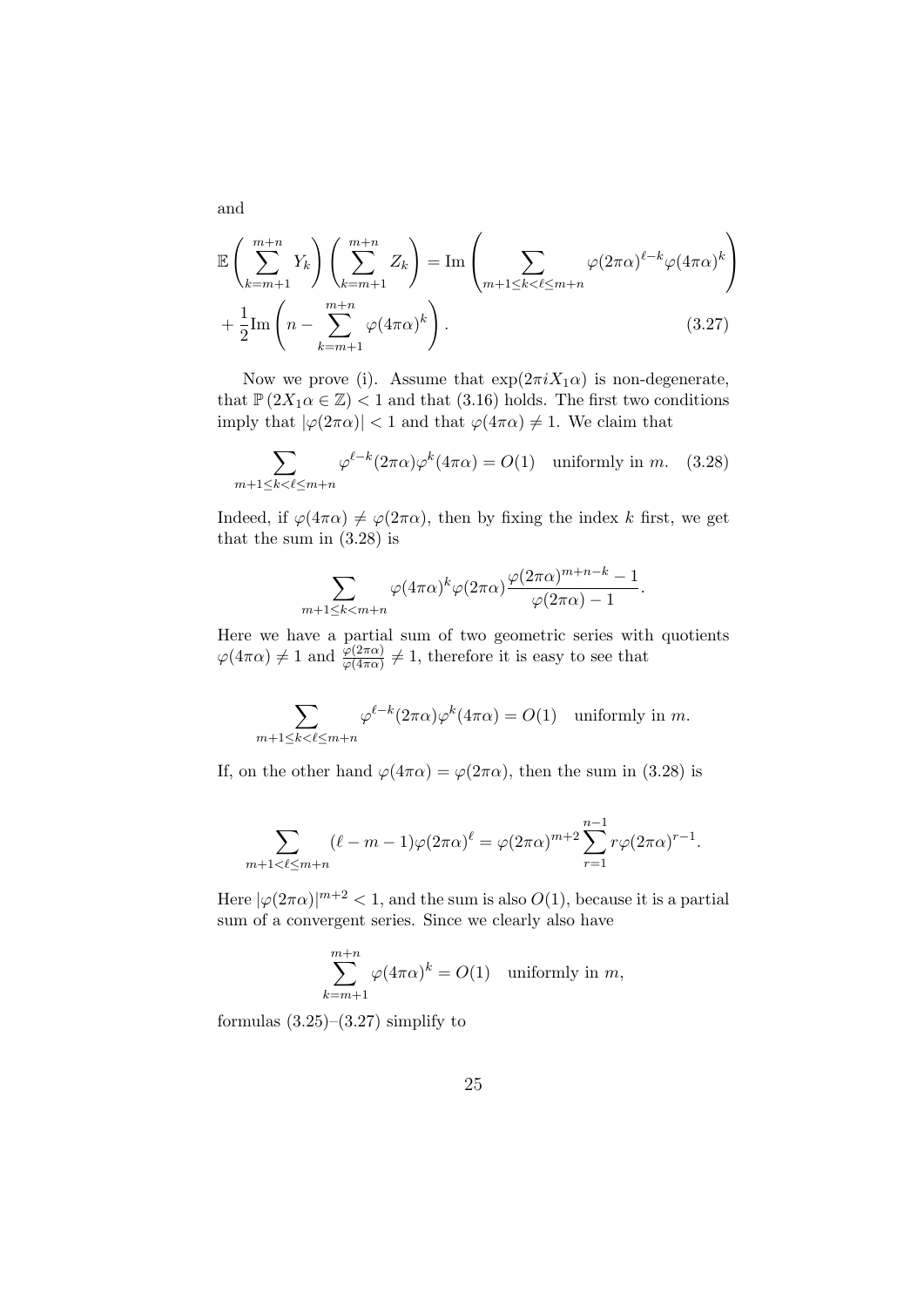and

$$\mathbb{E}\left(\sum_{k=m+1}^{m+n} Y_k\right)\left(\sum_{k=m+1}^{m+n} Z_k\right) = \mathrm{Im}\left(\sum_{m+1\leq k<\ell\leq m+n} \varphi(2\pi\alpha)^{\ell-k}\varphi(4\pi\alpha)^k\right)$$
$$+\frac{1}{2}\mathrm{Im}\left(n - \sum_{k=m+1}^{m+n}\varphi(4\pi\alpha)^k\right). \tag{3.27}$$

Now we prove (i). Assume that $\exp(2\pi i X_1 \alpha)$ is non-degenerate, that $\mathbb{P}(2X_1\alpha \in \mathbb{Z}) < 1$ and that (3.16) holds. The first two conditions imply that $|\varphi(2\pi\alpha)| < 1$ and that $\varphi(4\pi\alpha) \neq 1$. We claim that

$$\sum_{m+1\leq k<\ell\leq m+n} \varphi^{\ell-k}(2\pi\alpha)\varphi^k(4\pi\alpha) = O(1) \quad \text{uniformly in } m. \tag{3.28}$$

Indeed, if $\varphi(4\pi\alpha) \neq \varphi(2\pi\alpha)$, then by fixing the index $k$ first, we get that the sum in (3.28) is

$$\sum_{m+1\leq k<m+n} \varphi(4\pi\alpha)^k \varphi(2\pi\alpha)\frac{\varphi(2\pi\alpha)^{m+n-k}-1}{\varphi(2\pi\alpha)-1}.$$

Here we have a partial sum of two geometric series with quotients $\varphi(4\pi\alpha) \neq 1$ and $\frac{\varphi(2\pi\alpha)}{\varphi(4\pi\alpha)} \neq 1$, therefore it is easy to see that

$$\sum_{m+1\leq k<\ell\leq m+n} \varphi^{\ell-k}(2\pi\alpha)\varphi^k(4\pi\alpha) = O(1) \quad \text{uniformly in } m.$$

If, on the other hand $\varphi(4\pi\alpha) = \varphi(2\pi\alpha)$, then the sum in (3.28) is

$$\sum_{m+1<\ell\leq m+n} (\ell-m-1)\varphi(2\pi\alpha)^\ell = \varphi(2\pi\alpha)^{m+2}\sum_{r=1}^{n-1} r\varphi(2\pi\alpha)^{r-1}.$$

Here $|\varphi(2\pi\alpha)|^{m+2} < 1$, and the sum is also $O(1)$, because it is a partial sum of a convergent series. Since we clearly also have

$$\sum_{k=m+1}^{m+n} \varphi(4\pi\alpha)^k = O(1) \quad \text{uniformly in } m,$$

formulas (3.25)–(3.27) simplify to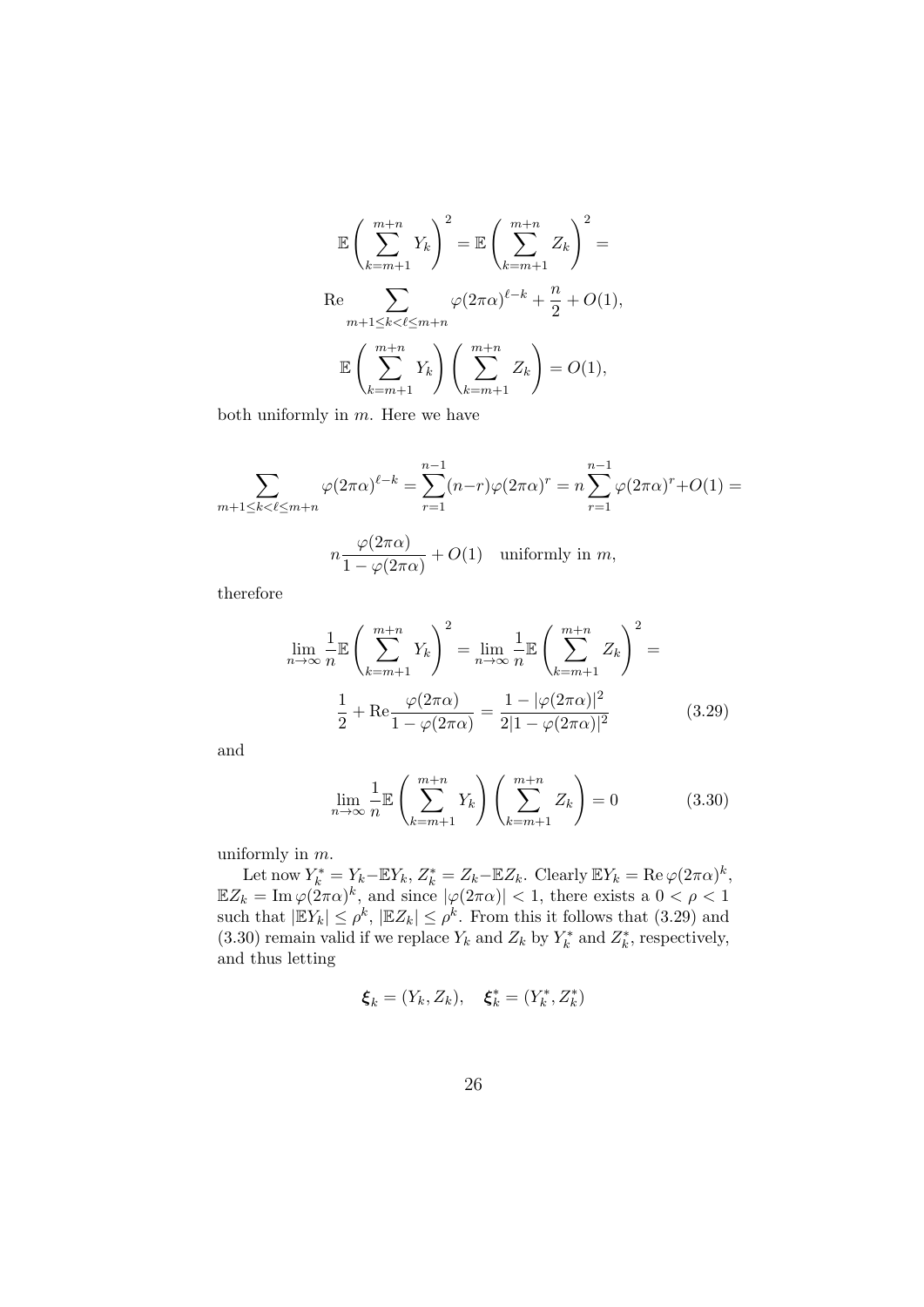$$\mathbb{E}\left(\sum_{k=m+1}^{m+n} Y_k\right)^2 = \mathbb{E}\left(\sum_{k=m+1}^{m+n} Z_k\right)^2 =$$

$$\operatorname{Re} \sum_{m+1\le k<\ell\le m+n} \varphi(2\pi\alpha)^{\ell-k} + \frac{n}{2} + O(1),$$

$$\mathbb{E}\left(\sum_{k=m+1}^{m+n} Y_k\right)\left(\sum_{k=m+1}^{m+n} Z_k\right) = O(1),$$

both uniformly in $m$. Here we have

$$\sum_{m+1\le k<\ell\le m+n} \varphi(2\pi\alpha)^{\ell-k} = \sum_{r=1}^{n-1}(n-r)\varphi(2\pi\alpha)^r = n\sum_{r=1}^{n-1}\varphi(2\pi\alpha)^r + O(1) =$$

$$n\frac{\varphi(2\pi\alpha)}{1-\varphi(2\pi\alpha)} + O(1) \quad \text{uniformly in } m,$$

therefore

$$\lim_{n\to\infty}\frac{1}{n}\mathbb{E}\left(\sum_{k=m+1}^{m+n} Y_k\right)^2 = \lim_{n\to\infty}\frac{1}{n}\mathbb{E}\left(\sum_{k=m+1}^{m+n} Z_k\right)^2 =$$

$$\frac{1}{2} + \operatorname{Re}\frac{\varphi(2\pi\alpha)}{1-\varphi(2\pi\alpha)} = \frac{1-|\varphi(2\pi\alpha)|^2}{2|1-\varphi(2\pi\alpha)|^2} \tag{3.29}$$

and

$$\lim_{n\to\infty}\frac{1}{n}\mathbb{E}\left(\sum_{k=m+1}^{m+n} Y_k\right)\left(\sum_{k=m+1}^{m+n} Z_k\right) = 0 \tag{3.30}$$

uniformly in $m$.

Let now $Y_k^* = Y_k - \mathbb{E}Y_k$, $Z_k^* = Z_k - \mathbb{E}Z_k$. Clearly $\mathbb{E}Y_k = \operatorname{Re}\varphi(2\pi\alpha)^k$, $\mathbb{E}Z_k = \operatorname{Im}\varphi(2\pi\alpha)^k$, and since $|\varphi(2\pi\alpha)| < 1$, there exists a $0 < \rho < 1$ such that $|\mathbb{E}Y_k| \le \rho^k$, $|\mathbb{E}Z_k| \le \rho^k$. From this it follows that (3.29) and (3.30) remain valid if we replace $Y_k$ and $Z_k$ by $Y_k^*$ and $Z_k^*$, respectively, and thus letting

$$\boldsymbol{\xi}_k = (Y_k, Z_k), \quad \boldsymbol{\xi}_k^* = (Y_k^*, Z_k^*)$$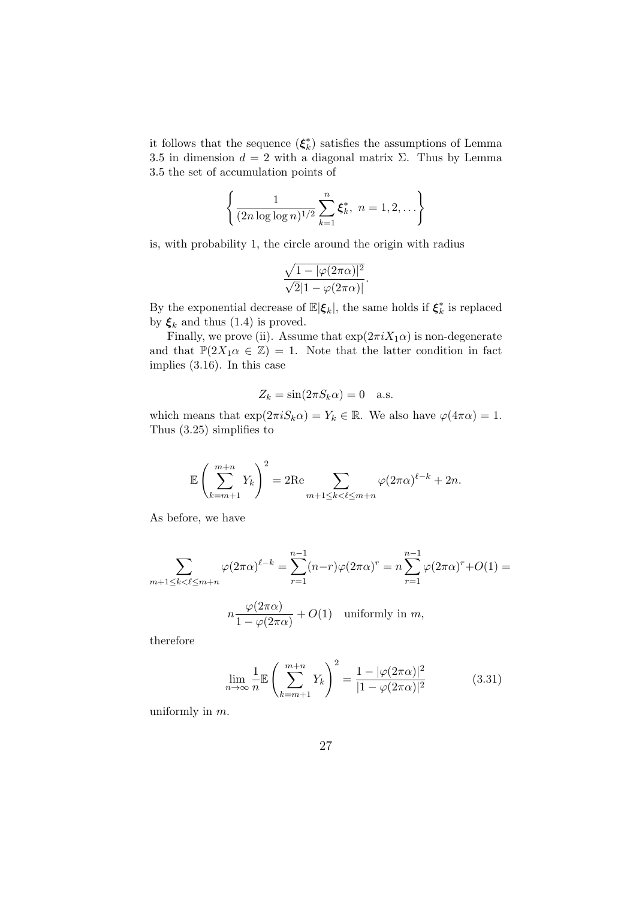it follows that the sequence $(\boldsymbol{\xi}_k^*)$ satisfies the assumptions of Lemma 3.5 in dimension $d = 2$ with a diagonal matrix $\Sigma$. Thus by Lemma 3.5 the set of accumulation points of

$$\left\{ \frac{1}{(2n \log \log n)^{1/2}} \sum_{k=1}^{n} \boldsymbol{\xi}_k^*, \ n = 1, 2, \dots \right\}$$

is, with probability 1, the circle around the origin with radius

$$\frac{\sqrt{1 - |\varphi(2\pi\alpha)|^2}}{\sqrt{2}|1 - \varphi(2\pi\alpha)|}.$$

By the exponential decrease of $\mathbb{E}|\boldsymbol{\xi}_k|$, the same holds if $\boldsymbol{\xi}_k^*$ is replaced by $\boldsymbol{\xi}_k$ and thus (1.4) is proved.

Finally, we prove (ii). Assume that $\exp(2\pi i X_1 \alpha)$ is non-degenerate and that $\mathbb{P}(2X_1\alpha \in \mathbb{Z}) = 1$. Note that the latter condition in fact implies (3.16). In this case

$$Z_k = \sin(2\pi S_k \alpha) = 0 \quad \text{a.s.}$$

which means that $\exp(2\pi i S_k \alpha) = Y_k \in \mathbb{R}$. We also have $\varphi(4\pi\alpha) = 1$. Thus (3.25) simplifies to

$$\mathbb{E}\left( \sum_{k=m+1}^{m+n} Y_k \right)^2 = 2\mathrm{Re} \sum_{m+1 \le k < \ell \le m+n} \varphi(2\pi\alpha)^{\ell-k} + 2n.$$

As before, we have

$$\sum_{m+1 \le k < \ell \le m+n} \varphi(2\pi\alpha)^{\ell-k} = \sum_{r=1}^{n-1} (n-r)\varphi(2\pi\alpha)^r = n \sum_{r=1}^{n-1} \varphi(2\pi\alpha)^r + O(1) =$$

$$n \frac{\varphi(2\pi\alpha)}{1 - \varphi(2\pi\alpha)} + O(1) \quad \text{uniformly in } m,$$

therefore

$$\lim_{n\to\infty} \frac{1}{n} \mathbb{E}\left( \sum_{k=m+1}^{m+n} Y_k \right)^2 = \frac{1 - |\varphi(2\pi\alpha)|^2}{|1 - \varphi(2\pi\alpha)|^2} \tag{3.31}$$

uniformly in $m$.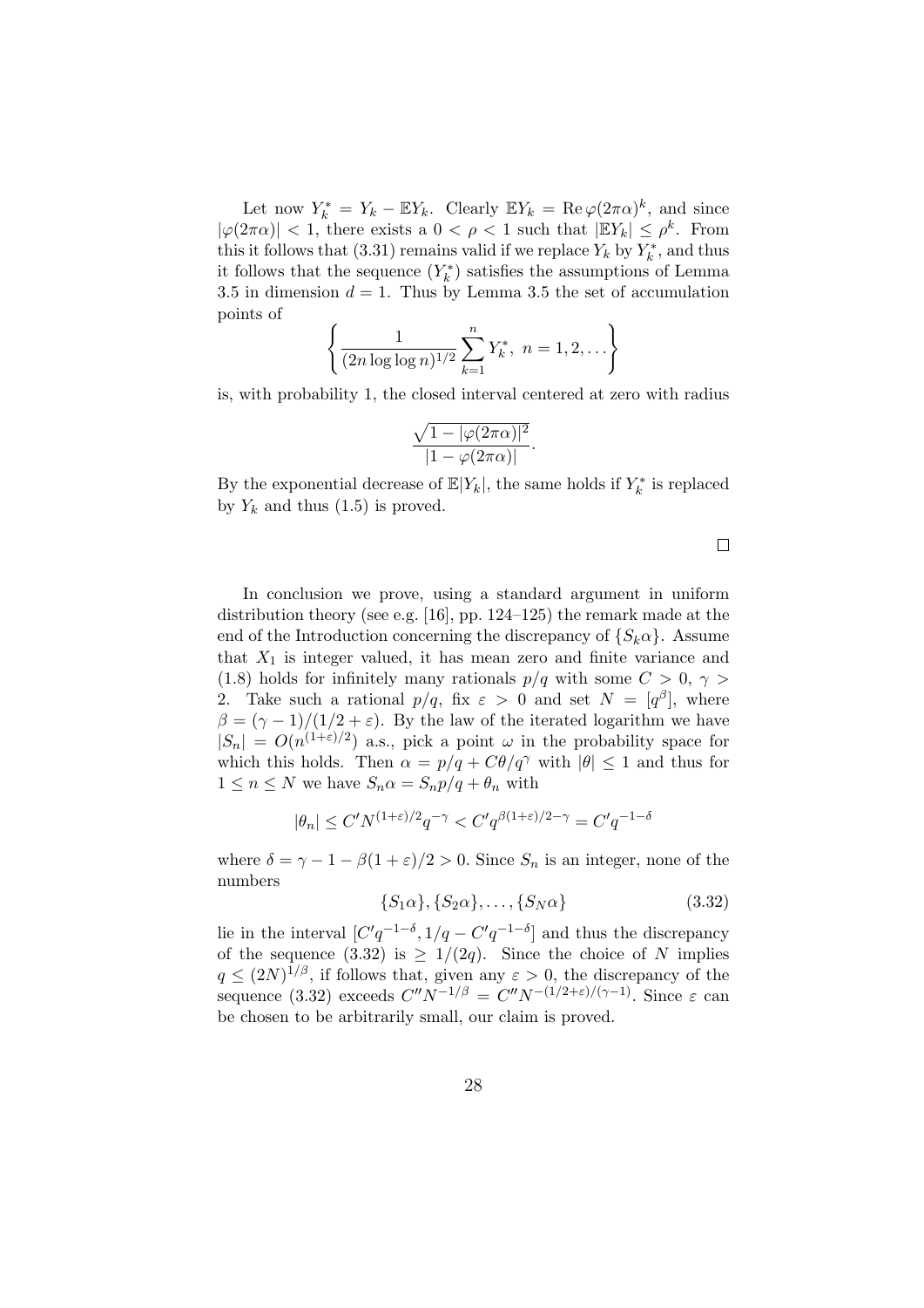Let now $Y_k^* = Y_k - \mathbb{E}Y_k$. Clearly $\mathbb{E}Y_k = \operatorname{Re}\varphi(2\pi\alpha)^k$, and since $|\varphi(2\pi\alpha)| < 1$, there exists a $0 < \rho < 1$ such that $|\mathbb{E}Y_k| \le \rho^k$. From this it follows that (3.31) remains valid if we replace $Y_k$ by $Y_k^*$, and thus it follows that the sequence $(Y_k^*)$ satisfies the assumptions of Lemma 3.5 in dimension $d = 1$. Thus by Lemma 3.5 the set of accumulation points of

$$\left\{ \frac{1}{(2n \log\log n)^{1/2}} \sum_{k=1}^{n} Y_k^*, \ n = 1, 2, \dots \right\}$$

is, with probability 1, the closed interval centered at zero with radius

$$\frac{\sqrt{1 - |\varphi(2\pi\alpha)|^2}}{|1 - \varphi(2\pi\alpha)|}.$$

By the exponential decrease of $\mathbb{E}|Y_k|$, the same holds if $Y_k^*$ is replaced by $Y_k$ and thus (1.5) is proved.

$\square$

In conclusion we prove, using a standard argument in uniform distribution theory (see e.g. [16], pp. 124–125) the remark made at the end of the Introduction concerning the discrepancy of $\{S_k\alpha\}$. Assume that $X_1$ is integer valued, it has mean zero and finite variance and (1.8) holds for infinitely many rationals $p/q$ with some $C > 0$, $\gamma > 2$. Take such a rational $p/q$, fix $\varepsilon > 0$ and set $N = [q^\beta]$, where $\beta = (\gamma - 1)/(1/2 + \varepsilon)$. By the law of the iterated logarithm we have $|S_n| = O(n^{(1+\varepsilon)/2})$ a.s., pick a point $\omega$ in the probability space for which this holds. Then $\alpha = p/q + C\theta/q^\gamma$ with $|\theta| \le 1$ and thus for $1 \le n \le N$ we have $S_n\alpha = S_n p/q + \theta_n$ with

$$|\theta_n| \le C' N^{(1+\varepsilon)/2} q^{-\gamma} < C' q^{\beta(1+\varepsilon)/2 - \gamma} = C' q^{-1-\delta}$$

where $\delta = \gamma - 1 - \beta(1+\varepsilon)/2 > 0$. Since $S_n$ is an integer, none of the numbers

$$\{S_1\alpha\}, \{S_2\alpha\}, \dots, \{S_N\alpha\} \tag{3.32}$$

lie in the interval $[C'q^{-1-\delta}, 1/q - C'q^{-1-\delta}]$ and thus the discrepancy of the sequence (3.32) is $\ge 1/(2q)$. Since the choice of $N$ implies $q \le (2N)^{1/\beta}$, if follows that, given any $\varepsilon > 0$, the discrepancy of the sequence (3.32) exceeds $C'' N^{-1/\beta} = C'' N^{-(1/2+\varepsilon)/(\gamma-1)}$. Since $\varepsilon$ can be chosen to be arbitrarily small, our claim is proved.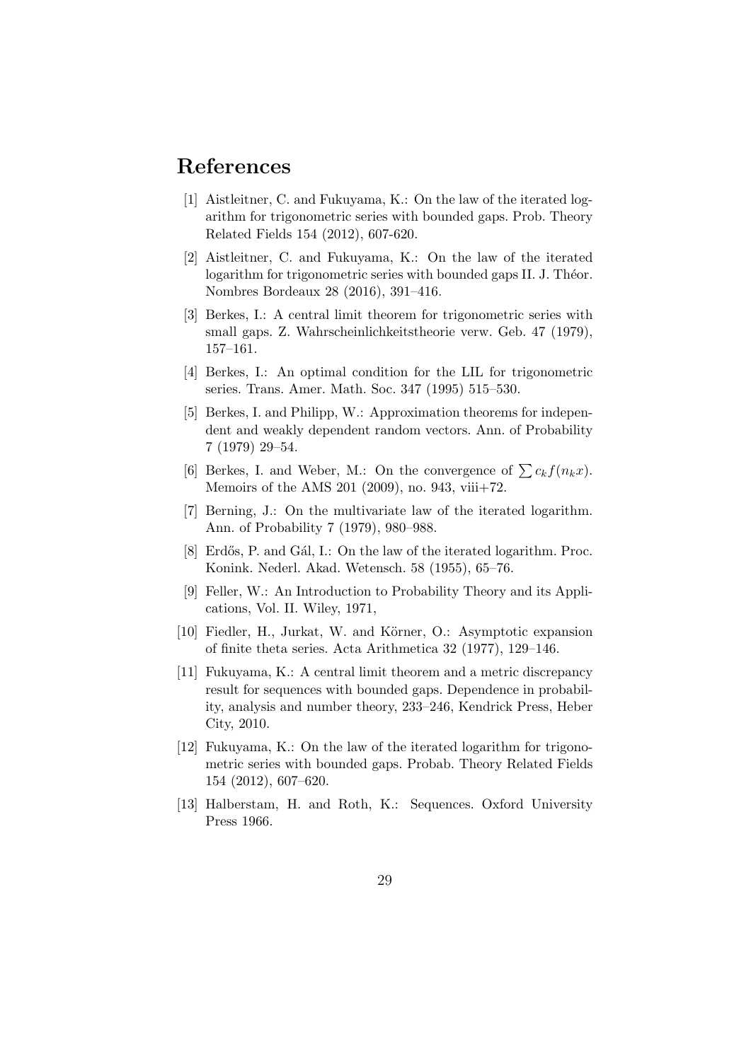# References

[1] Aistleitner, C. and Fukuyama, K.: On the law of the iterated logarithm for trigonometric series with bounded gaps. Prob. Theory Related Fields 154 (2012), 607-620.

[2] Aistleitner, C. and Fukuyama, K.: On the law of the iterated logarithm for trigonometric series with bounded gaps II. J. Théor. Nombres Bordeaux 28 (2016), 391–416.

[3] Berkes, I.: A central limit theorem for trigonometric series with small gaps. Z. Wahrscheinlichkeitstheorie verw. Geb. 47 (1979), 157–161.

[4] Berkes, I.: An optimal condition for the LIL for trigonometric series. Trans. Amer. Math. Soc. 347 (1995) 515–530.

[5] Berkes, I. and Philipp, W.: Approximation theorems for independent and weakly dependent random vectors. Ann. of Probability 7 (1979) 29–54.

[6] Berkes, I. and Weber, M.: On the convergence of $\sum c_k f(n_k x)$. Memoirs of the AMS 201 (2009), no. 943, viii+72.

[7] Berning, J.: On the multivariate law of the iterated logarithm. Ann. of Probability 7 (1979), 980–988.

[8] Erdős, P. and Gál, I.: On the law of the iterated logarithm. Proc. Konink. Nederl. Akad. Wetensch. 58 (1955), 65–76.

[9] Feller, W.: An Introduction to Probability Theory and its Applications, Vol. II. Wiley, 1971,

[10] Fiedler, H., Jurkat, W. and Körner, O.: Asymptotic expansion of finite theta series. Acta Arithmetica 32 (1977), 129–146.

[11] Fukuyama, K.: A central limit theorem and a metric discrepancy result for sequences with bounded gaps. Dependence in probability, analysis and number theory, 233–246, Kendrick Press, Heber City, 2010.

[12] Fukuyama, K.: On the law of the iterated logarithm for trigonometric series with bounded gaps. Probab. Theory Related Fields 154 (2012), 607–620.

[13] Halberstam, H. and Roth, K.: Sequences. Oxford University Press 1966.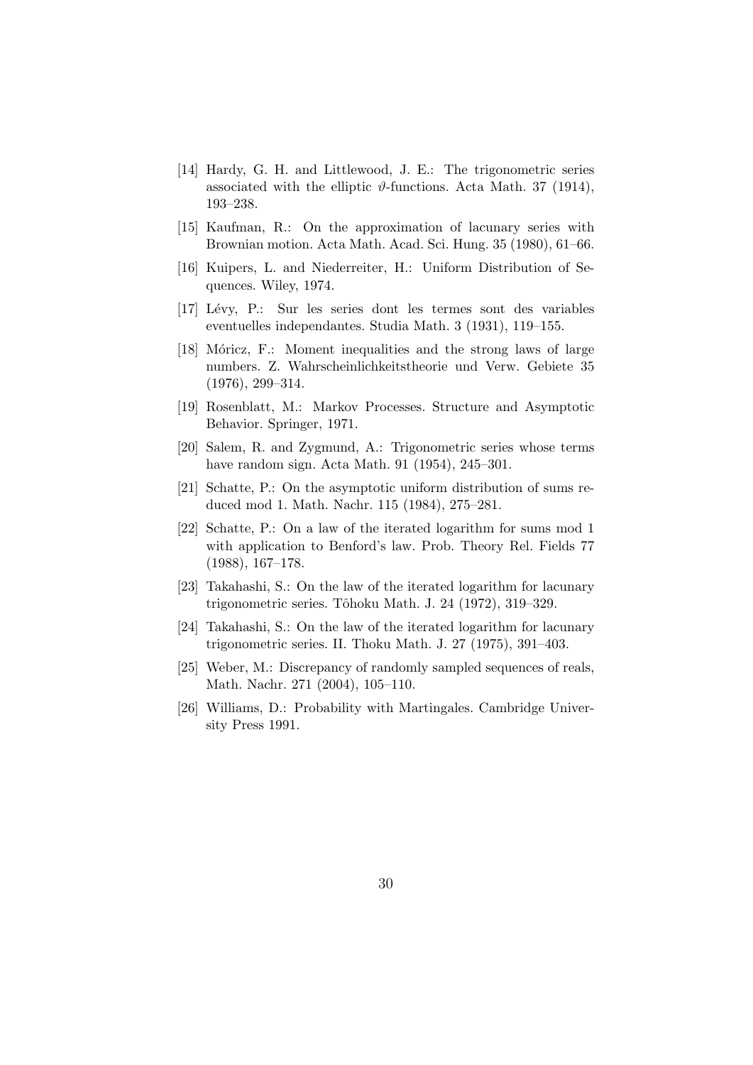[14] Hardy, G. H. and Littlewood, J. E.: The trigonometric series associated with the elliptic $\vartheta$-functions. Acta Math. 37 (1914), 193–238.

[15] Kaufman, R.: On the approximation of lacunary series with Brownian motion. Acta Math. Acad. Sci. Hung. 35 (1980), 61–66.

[16] Kuipers, L. and Niederreiter, H.: Uniform Distribution of Sequences. Wiley, 1974.

[17] Lévy, P.: Sur les series dont les termes sont des variables eventuelles independantes. Studia Math. 3 (1931), 119–155.

[18] Móricz, F.: Moment inequalities and the strong laws of large numbers. Z. Wahrscheinlichkeitstheorie und Verw. Gebiete 35 (1976), 299–314.

[19] Rosenblatt, M.: Markov Processes. Structure and Asymptotic Behavior. Springer, 1971.

[20] Salem, R. and Zygmund, A.: Trigonometric series whose terms have random sign. Acta Math. 91 (1954), 245–301.

[21] Schatte, P.: On the asymptotic uniform distribution of sums reduced mod 1. Math. Nachr. 115 (1984), 275–281.

[22] Schatte, P.: On a law of the iterated logarithm for sums mod 1 with application to Benford's law. Prob. Theory Rel. Fields 77 (1988), 167–178.

[23] Takahashi, S.: On the law of the iterated logarithm for lacunary trigonometric series. Tôhoku Math. J. 24 (1972), 319–329.

[24] Takahashi, S.: On the law of the iterated logarithm for lacunary trigonometric series. II. Thoku Math. J. 27 (1975), 391–403.

[25] Weber, M.: Discrepancy of randomly sampled sequences of reals, Math. Nachr. 271 (2004), 105–110.

[26] Williams, D.: Probability with Martingales. Cambridge University Press 1991.